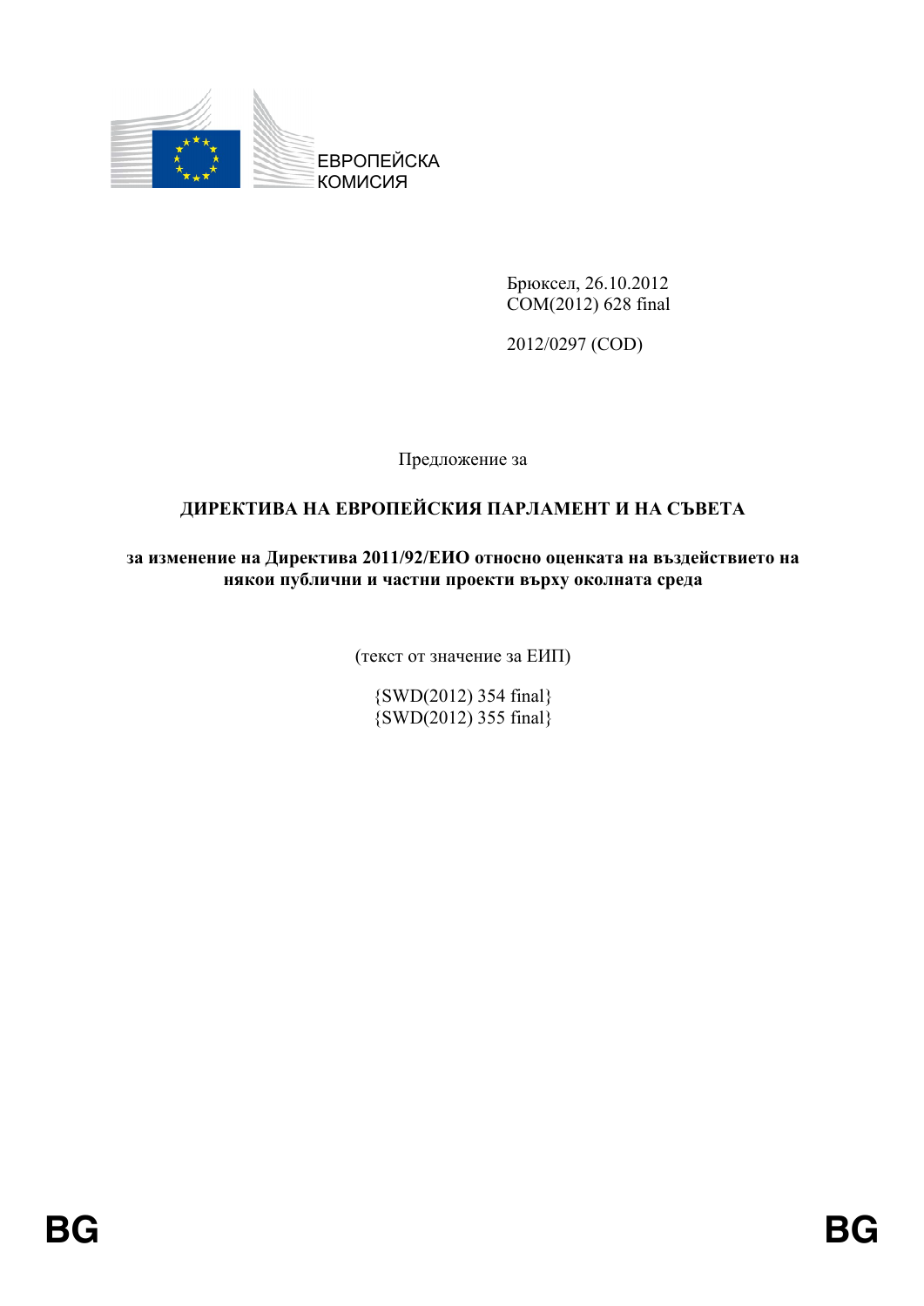ЕВРОПЕЙСКА КОМИСИЯ

Брюксел, 26.10.2012
COM(2012) 628 final

2012/0297 (COD)

Предложение за

# ДИРЕКТИВА НА ЕВРОПЕЙСКИЯ ПАРЛАМЕНТ И НА СЪВЕТА

## за изменение на Директива 2011/92/ЕИО относно оценката на въздействието на някои публични и частни проекти върху околната среда

(текст от значение за ЕИП)

{SWD(2012) 354 final}
{SWD(2012) 355 final}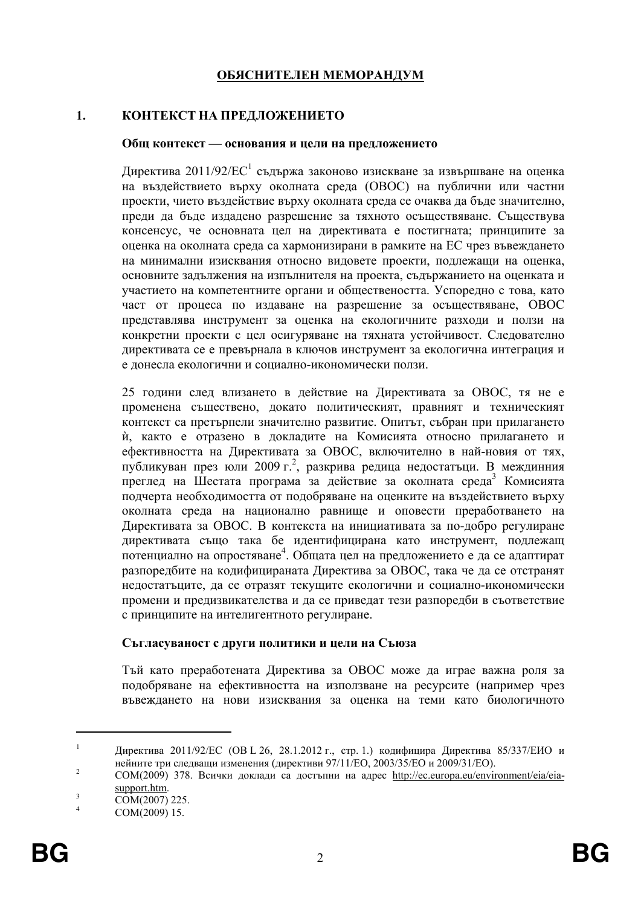## ОБЯСНИТЕЛЕН МЕМОРАНДУМ

## 1. КОНТЕКСТ НА ПРЕДЛОЖЕНИЕТО

### Общ контекст — основания и цели на предложението

Директива 2011/92/ЕС[1] съдържа законово изискване за извършване на оценка на въздействието върху околната среда (ОВОС) на публични или частни проекти, чието въздействие върху околната среда се очаква да бъде значително, преди да бъде издадено разрешение за тяхното осъществяване. Съществува консенсус, че основната цел на директивата е постигната; принципите за оценка на околната среда са хармонизирани в рамките на ЕС чрез въвеждането на минимални изисквания относно видовете проекти, подлежащи на оценка, основните задължения на изпълнителя на проекта, съдържанието на оценката и участието на компетентните органи и обществеността. Успоредно с това, като част от процеса по издаване на разрешение за осъществяване, ОВОС представлява инструмент за оценка на екологичните разходи и ползи на конкретни проекти с цел осигуряване на тяхната устойчивост. Следователно директивата се е превърнала в ключов инструмент за екологична интеграция и е донесла екологични и социално-икономически ползи.

25 години след влизането в действие на Директивата за ОВОС, тя не е променена съществено, докато политическият, правният и техническият контекст са претърпели значително развитие. Опитът, събран при прилагането ѝ, както е отразено в докладите на Комисията относно прилагането и ефективността на Директивата за ОВОС, включително в най-новия от тях, публикуван през юли 2009 г.[2], разкрива редица недостатъци. В междинния преглед на Шестата програма за действие за околната среда[3] Комисията подчерта необходимостта от подобряване на оценките на въздействието върху околната среда на национално равнище и оповести преработването на Директивата за ОВОС. В контекста на инициативата за по-добро регулиране директивата също така бе идентифицирана като инструмент, подлежащ потенциално на опростяване[4]. Общата цел на предложението е да се адаптират разпоредбите на кодифицираната Директива за ОВОС, така че да се отстранят недостатъците, да се отразят текущите екологични и социално-икономически промени и предизвикателства и да се приведат тези разпоредби в съответствие с принципите на интелигентното регулиране.

### Съгласуваност с други политики и цели на Съюза

Тъй като преработената Директива за ОВОС може да играе важна роля за подобряване на ефективността на използване на ресурсите (например чрез въвеждането на нови изисквания за оценка на теми като биологичното

---

[1] Директива 2011/92/ЕС (ОВ L 26, 28.1.2012 г., стр. 1.) кодифицира Директива 85/337/ЕИО и нейните три следващи изменения (директиви 97/11/ЕО, 2003/35/ЕО и 2009/31/ЕО).

[2] COM(2009) 378. Всички доклади са достъпни на адрес http://ec.europa.eu/environment/eia/eia-support.htm.

[3] COM(2007) 225.

[4] COM(2009) 15.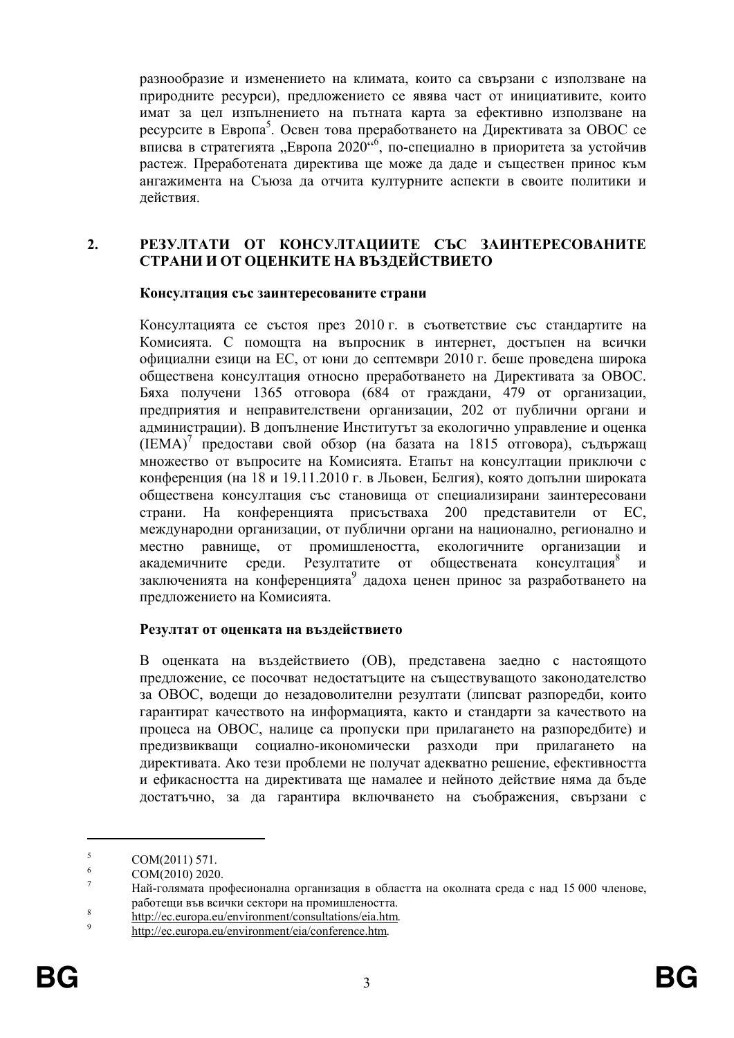разнообразие и изменението на климата, които са свързани с използване на природните ресурси), предложението се явява част от инициативите, които имат за цел изпълнението на пътната карта за ефективно използване на ресурсите в Европа[5]. Освен това преработването на Директивата за ОВОС се вписва в стратегията „Европа 2020"[6], по-специално в приоритета за устойчив растеж. Преработената директива ще може да даде и съществен принос към ангажимента на Съюза да отчита културните аспекти в своите политики и действия.

## 2. РЕЗУЛТАТИ ОТ КОНСУЛТАЦИИТЕ СЪС ЗАИНТЕРЕСОВАНИТЕ СТРАНИ И ОТ ОЦЕНКИТЕ НА ВЪЗДЕЙСТВИЕТО

### Консултация със заинтересованите страни

Консултацията се състоя през 2010 г. в съответствие със стандартите на Комисията. С помощта на въпросник в интернет, достъпен на всички официални езици на ЕС, от юни до септември 2010 г. беше проведена широка обществена консултация относно преработването на Директивата за ОВОС. Бяха получени 1365 отговора (684 от граждани, 479 от организации, предприятия и неправителствени организации, 202 от публични органи и администрации). В допълнение Институтът за екологично управление и оценка (IEMA)[7] предостави свой обзор (на базата на 1815 отговора), съдържащ множество от въпросите на Комисията. Етапът на консултации приключи с конференция (на 18 и 19.11.2010 г. в Льовен, Белгия), която допълни широката обществена консултация със становища от специализирани заинтересовани страни. На конференцията присъстваха 200 представители от ЕС, международни организации, от публични органи на национално, регионално и местно равнище, от промишлеността, екологичните организации и академичните среди. Резултатите от обществената консултация[8] и заключенията на конференцията[9] дадоха ценен принос за разработването на предложението на Комисията.

### Резултат от оценката на въздействието

В оценката на въздействието (ОВ), представена заедно с настоящото предложение, се посочват недостатъците на съществуващото законодателство за ОВОС, водещи до незадоволителни резултати (липсват разпоредби, които гарантират качеството на информацията, както и стандарти за качеството на процеса на ОВОС, налице са пропуски при прилагането на разпоредбите) и предизвикващи социално-икономически разходи при прилагането на директивата. Ако тези проблеми не получат адекватно решение, ефективността и ефикасността на директивата ще намалее и нейното действие няма да бъде достатъчно, за да гарантира включването на съображения, свързани с

---

[5] COM(2011) 571.

[6] COM(2010) 2020.

[7] Най-голямата професионална организация в областта на околната среда с над 15 000 членове, работещи във всички сектори на промишлеността.

[8] http://ec.europa.eu/environment/consultations/eia.htm.

[9] http://ec.europa.eu/environment/eia/conference.htm.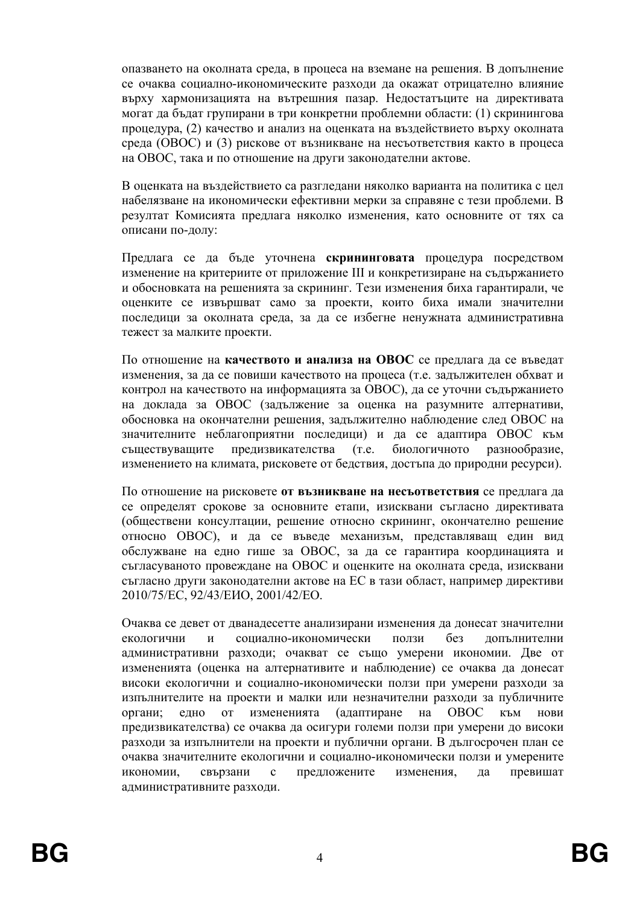опазването на околната среда, в процеса на вземане на решения. В допълнение се очаква социално-икономическите разходи да окажат отрицателно влияние върху хармонизацията на вътрешния пазар. Недостатъците на директивата могат да бъдат групирани в три конкретни проблемни области: (1) скринингова процедура, (2) качество и анализ на оценката на въздействието върху околната среда (ОВОС) и (3) рискове от възникване на несъответствия както в процеса на ОВОС, така и по отношение на други законодателни актове.

В оценката на въздействието са разгледани няколко варианта на политика с цел набелязване на икономически ефективни мерки за справяне с тези проблеми. В резултат Комисията предлага няколко изменения, като основните от тях са описани по-долу:

Предлага се да бъде уточнена **скрининговата** процедура посредством изменение на критериите от приложение III и конкретизиране на съдържанието и обосновката на решенията за скрининг. Тези изменения биха гарантирали, че оценките се извършват само за проекти, които биха имали значителни последици за околната среда, за да се избегне ненужната административна тежест за малките проекти.

По отношение на **качеството и анализа на ОВОС** се предлага да се въведат изменения, за да се повиши качеството на процеса (т.е. задължителен обхват и контрол на качеството на информацията за ОВОС), да се уточни съдържанието на доклада за ОВОС (задължение за оценка на разумните алтернативи, обосновка на окончателни решения, задължително наблюдение след ОВОС на значителните неблагоприятни последици) и да се адаптира ОВОС към съществуващите предизвикателства (т.е. биологичното разнообразие, изменението на климата, рисковете от бедствия, достъпа до природни ресурси).

По отношение на рисковете **от възникване на несъответствия** се предлага да се определят срокове за основните етапи, изисквани съгласно директивата (обществени консултации, решение относно скрининг, окончателно решение относно ОВОС), и да се въведе механизъм, представляващ един вид обслужване на едно гише за ОВОС, за да се гарантира координацията и съгласуваното провеждане на ОВОС и оценките на околната среда, изисквани съгласно други законодателни актове на ЕС в тази област, например директиви 2010/75/ЕС, 92/43/ЕИО, 2001/42/ЕО.

Очаква се девет от дванадесетте анализирани изменения да донесат значителни екологични и социално-икономически ползи без допълнителни административни разходи; очакват се също умерени икономии. Две от измененията (оценка на алтернативите и наблюдение) се очаква да донесат високи екологични и социално-икономически ползи при умерени разходи за изпълнителите на проекти и малки или незначителни разходи за публичните органи; едно от измененията (адаптиране на ОВОС към нови предизвикателства) се очаква да осигури големи ползи при умерени до високи разходи за изпълнители на проекти и публични органи. В дългосрочен план се очаква значителните екологични и социално-икономически ползи и умерените икономии, свързани с предложените изменения, да превишат административните разходи.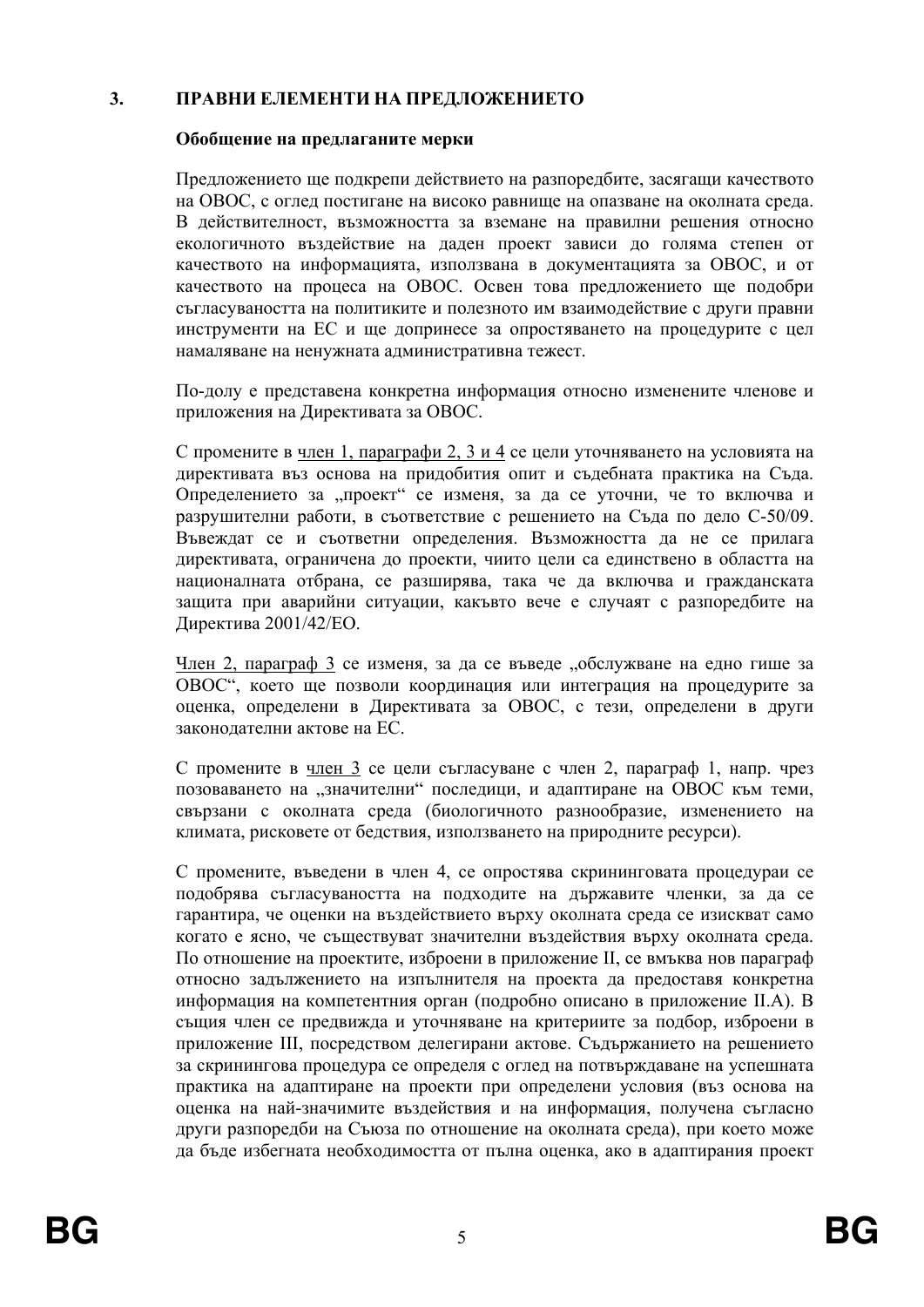## 3. ПРАВНИ ЕЛЕМЕНТИ НА ПРЕДЛОЖЕНИЕТО

**Обобщение на предлаганите мерки**

Предложението ще подкрепи действието на разпоредбите, засягащи качеството на ОВОС, с оглед постигане на високо равнище на опазване на околната среда. В действителност, възможността за вземане на правилни решения относно екологичното въздействие на даден проект зависи до голяма степен от качеството на информацията, използвана в документацията за ОВОС, и от качеството на процеса на ОВОС. Освен това предложението ще подобри съгласуваността на политиките и полезното им взаимодействие с други правни инструменти на ЕС и ще допринесе за опростяването на процедурите с цел намаляване на ненужната административна тежест.

По-долу е представена конкретна информация относно изменените членове и приложения на Директивата за ОВОС.

С промените в член 1, параграфи 2, 3 и 4 се цели уточняването на условията на директивата въз основа на придобития опит и съдебната практика на Съда. Определението за „проект“ се изменя, за да се уточни, че то включва и разрушителни работи, в съответствие с решението на Съда по дело C-50/09. Въвеждат се и съответни определения. Възможността да не се прилага директивата, ограничена до проекти, чиито цели са единствено в областта на националната отбрана, се разширява, така че да включва и гражданската защита при аварийни ситуации, какъвто вече е случаят с разпоредбите на Директива 2001/42/ЕО.

Член 2, параграф 3 се изменя, за да се въведе „обслужване на едно гише за ОВОС“, което ще позволи координация или интеграция на процедурите за оценка, определени в Директивата за ОВОС, с тези, определени в други законодателни актове на ЕС.

С промените в член 3 се цели съгласуване с член 2, параграф 1, напр. чрез позоваването на „значителни“ последици, и адаптиране на ОВОС към теми, свързани с околната среда (биологичното разнообразие, изменението на климата, рисковете от бедствия, използването на природните ресурси).

С промените, въведени в член 4, се опростява скрининговата процедураи се подобрява съгласуваността на подходите на държавите членки, за да се гарантира, че оценки на въздействието върху околната среда се изискват само когато е ясно, че съществуват значителни въздействия върху околната среда. По отношение на проектите, изброени в приложение II, се вмъква нов параграф относно задължението на изпълнителя на проекта да предоставя конкретна информация на компетентния орган (подробно описано в приложение II.A). В същия член се предвижда и уточняване на критериите за подбор, изброени в приложение III, посредством делегирани актове. Съдържанието на решението за скринингова процедура се определя с оглед на потвърждаване на успешната практика на адаптиране на проекти при определени условия (въз основа на оценка на най-значимите въздействия и на информация, получена съгласно други разпоредби на Съюза по отношение на околната среда), при което може да бъде избегната необходимостта от пълна оценка, ако в адаптирания проект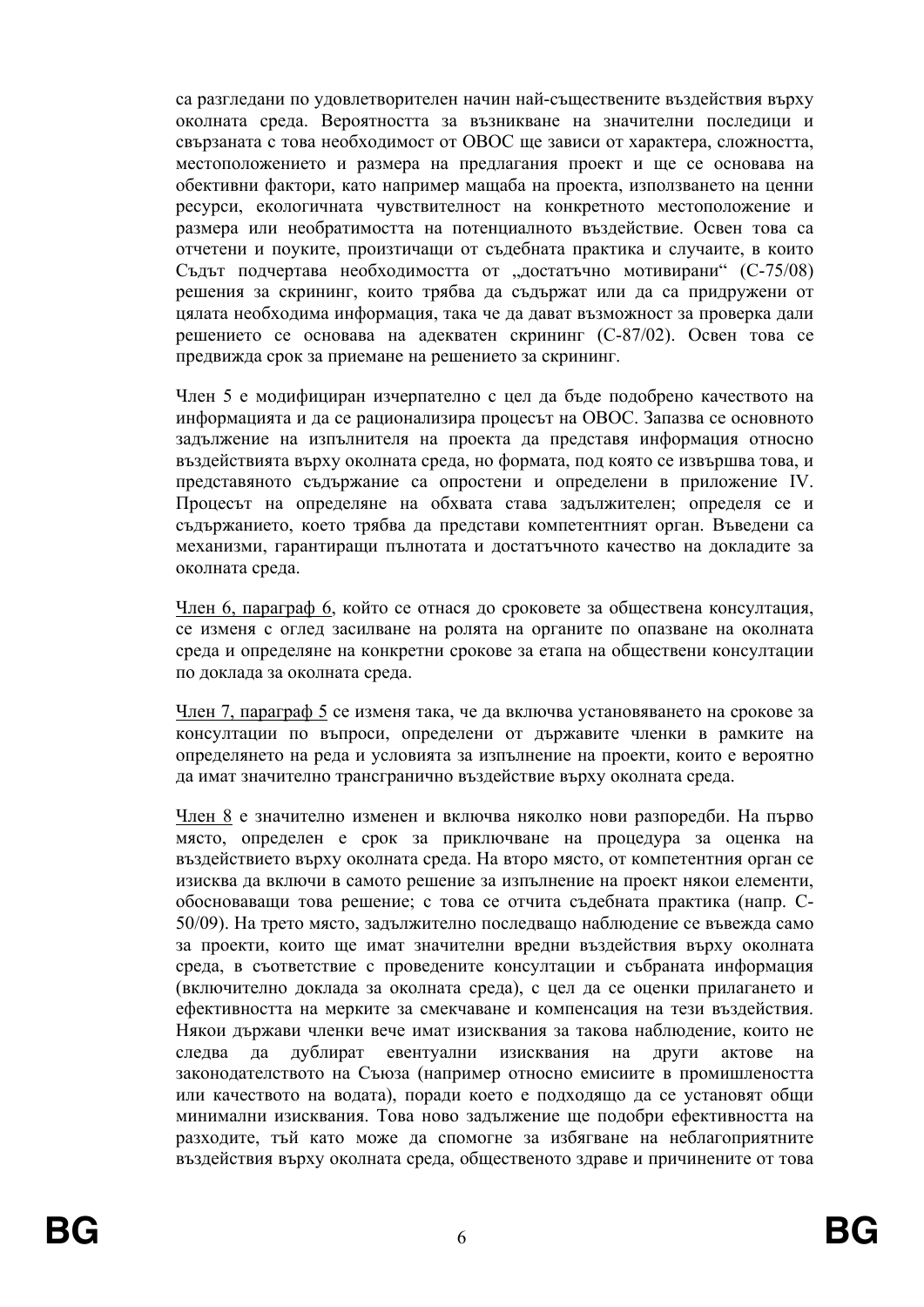са разгледани по удовлетворителен начин най-съществените въздействия върху околната среда. Вероятността за възникване на значителни последици и свързаната с това необходимост от ОВОС ще зависи от характера, сложността, местоположението и размера на предлагания проект и ще се основава на обективни фактори, като например мащаба на проекта, използването на ценни ресурси, екологичната чувствителност на конкретното местоположение и размера или необратимостта на потенциалното въздействие. Освен това са отчетени и поуките, произтичащи от съдебната практика и случаите, в които Съдът подчертава необходимостта от „достатъчно мотивирани" (C-75/08) решения за скрининг, които трябва да съдържат или да са придружени от цялата необходима информация, така че да дават възможност за проверка дали решението се основава на адекватен скрининг (C-87/02). Освен това се предвижда срок за приемане на решението за скрининг.

Член 5 е модифициран изчерпателно с цел да бъде подобрено качеството на информацията и да се рационализира процесът на ОВОС. Запазва се основното задължение на изпълнителя на проекта да представя информация относно въздействията върху околната среда, но формата, под която се извършва това, и представяното съдържание са опростени и определени в приложение IV. Процесът на определяне на обхвата става задължителен; определя се и съдържанието, което трябва да представи компетентният орган. Въведени са механизми, гарантиращи пълнотата и достатъчното качество на докладите за околната среда.

Член 6, параграф 6, който се отнася до сроковете за обществена консултация, се изменя с оглед засилване на ролята на органите по опазване на околната среда и определяне на конкретни срокове за етапа на обществени консултации по доклада за околната среда.

Член 7, параграф 5 се изменя така, че да включва установяването на срокове за консултации по въпроси, определени от държавите членки в рамките на определянето на реда и условията за изпълнение на проекти, които е вероятно да имат значително трансгранично въздействие върху околната среда.

Член 8 е значително изменен и включва няколко нови разпоредби. На първо място, определен е срок за приключване на процедура за оценка на въздействието върху околната среда. На второ място, от компетентния орган се изисква да включи в самото решение за изпълнение на проект някои елементи, обосноваващи това решение; с това се отчита съдебната практика (напр. C-50/09). На трето място, задължително последващо наблюдение се въвежда само за проекти, които ще имат значителни вредни въздействия върху околната среда, в съответствие с проведените консултации и събраната информация (включително доклада за околната среда), с цел да се оценки прилагането и ефективността на мерките за смекчаване и компенсация на тези въздействия. Някои държави членки вече имат изисквания за такова наблюдение, които не следва да дублират евентуални изисквания на други актове на законодателството на Съюза (например относно емисиите в промишлеността или качеството на водата), поради което е подходящо да се установят общи минимални изисквания. Това ново задължение ще подобри ефективността на разходите, тъй като може да спомогне за избягване на неблагоприятните въздействия върху околната среда, общественото здраве и причинените от това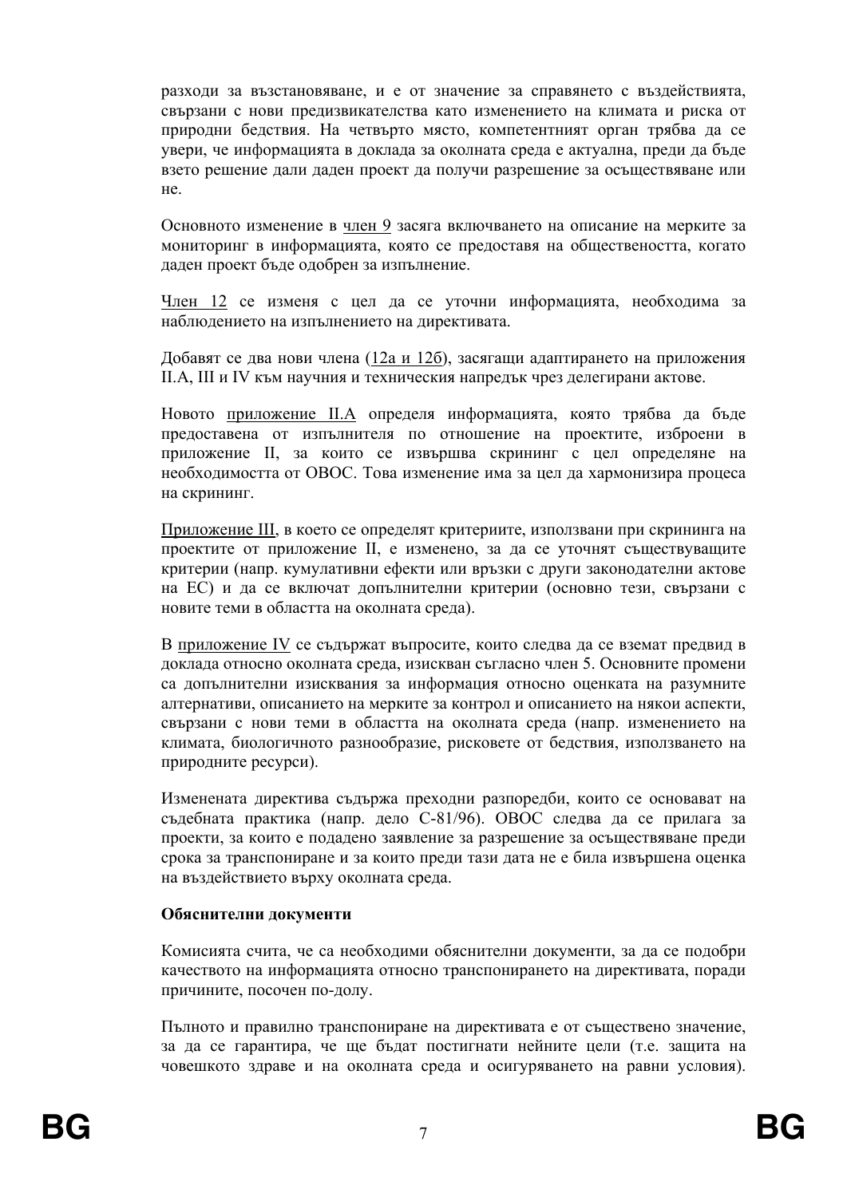разходи за възстановяване, и е от значение за справянето с въздействията, свързани с нови предизвикателства като изменението на климата и риска от природни бедствия. На четвърто място, компетентният орган трябва да се увери, че информацията в доклада за околната среда е актуална, преди да бъде взето решение дали даден проект да получи разрешение за осъществяване или не.

Основното изменение в член 9 засяга включването на описание на мерките за мониторинг в информацията, която се предоставя на обществеността, когато даден проект бъде одобрен за изпълнение.

Член 12 се изменя с цел да се уточни информацията, необходима за наблюдението на изпълнението на директивата.

Добавят се два нови члена (12а и 12б), засягащи адаптирането на приложения II.A, III и IV към научния и техническия напредък чрез делегирани актове.

Новото приложение II.A определя информацията, която трябва да бъде предоставена от изпълнителя по отношение на проектите, изброени в приложение II, за които се извършва скрининг с цел определяне на необходимостта от ОВОС. Това изменение има за цел да хармонизира процеса на скрининг.

Приложение III, в което се определят критериите, използвани при скрининга на проектите от приложение II, е изменено, за да се уточнят съществуващите критерии (напр. кумулативни ефекти или връзки с други законодателни актове на ЕС) и да се включат допълнителни критерии (основно тези, свързани с новите теми в областта на околната среда).

В приложение IV се съдържат въпросите, които следва да се вземат предвид в доклада относно околната среда, изискван съгласно член 5. Основните промени са допълнителни изисквания за информация относно оценката на разумните алтернативи, описанието на мерките за контрол и описанието на някои аспекти, свързани с нови теми в областта на околната среда (напр. изменението на климата, биологичното разнообразие, рисковете от бедствия, използването на природните ресурси).

Изменената директива съдържа преходни разпоредби, които се основават на съдебната практика (напр. дело C-81/96). ОВОС следва да се прилага за проекти, за които е подадено заявление за разрешение за осъществяване преди срока за транспониране и за които преди тази дата не е била извършена оценка на въздействието върху околната среда.

**Обяснителни документи**

Комисията счита, че са необходими обяснителни документи, за да се подобри качеството на информацията относно транспонирането на директивата, поради причините, посочен по-долу.

Пълното и правилно транспониране на директивата е от съществено значение, за да се гарантира, че ще бъдат постигнати нейните цели (т.е. защита на човешкото здраве и на околната среда и осигуряването на равни условия).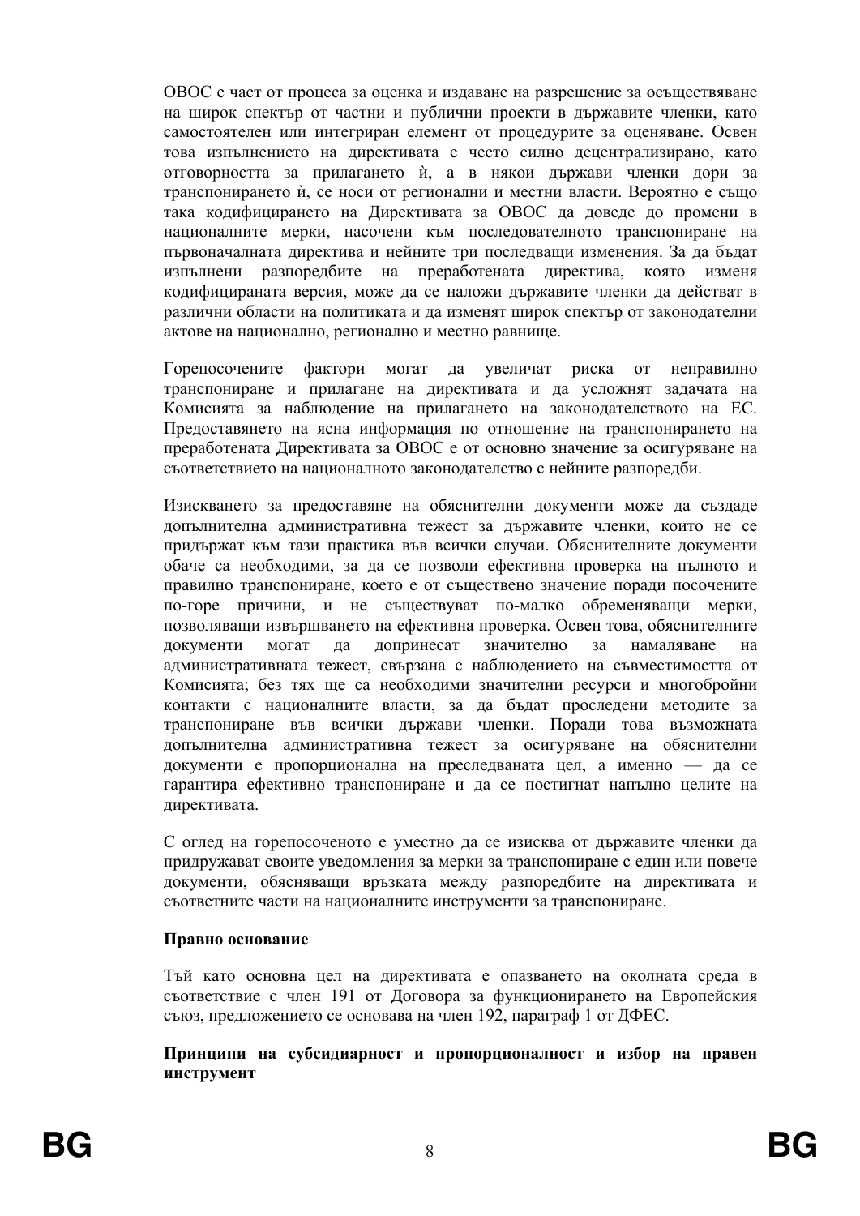ОВОС е част от процеса за оценка и издаване на разрешение за осъществяване на широк спектър от частни и публични проекти в държавите членки, като самостоятелен или интегриран елемент от процедурите за оценяване. Освен това изпълнението на директивата е често силно децентрализирано, като отговорността за прилагането ѝ, а в някои държави членки дори за транспонирането ѝ, се носи от регионални и местни власти. Вероятно е също така кодифицирането на Директивата за ОВОС да доведе до промени в националните мерки, насочени към последователното транспониране на първоначалната директива и нейните три последващи изменения. За да бъдат изпълнени разпоредбите на преработената директива, която изменя кодифицираната версия, може да се наложи държавите членки да действат в различни области на политиката и да изменят широк спектър от законодателни актове на национално, регионално и местно равнище.

Горепосочените фактори могат да увеличат риска от неправилно транспониране и прилагане на директивата и да усложнят задачата на Комисията за наблюдение на прилагането на законодателството на ЕС. Предоставянето на ясна информация по отношение на транспонирането на преработената Директивата за ОВОС е от основно значение за осигуряване на съответствието на националното законодателство с нейните разпоредби.

Изискването за предоставяне на обяснителни документи може да създаде допълнителна административна тежест за държавите членки, които не се придържат към тази практика във всички случаи. Обяснителните документи обаче са необходими, за да се позволи ефективна проверка на пълното и правилно транспониране, което е от съществено значение поради посочените по-горе причини, и не съществуват по-малко обременяващи мерки, позволяващи извършването на ефективна проверка. Освен това, обяснителните документи могат да допринесат значително за намаляване на административната тежест, свързана с наблюдението на съвместимостта от Комисията; без тях ще са необходими значителни ресурси и многобройни контакти с националните власти, за да бъдат проследени методите за транспониране във всички държави членки. Поради това възможната допълнителна административна тежест за осигуряване на обяснителни документи е пропорционална на преследваната цел, а именно — да се гарантира ефективно транспониране и да се постигнат напълно целите на директивата.

С оглед на горепосоченото е уместно да се изисква от държавите членки да придружават своите уведомления за мерки за транспониране с един или повече документи, обясняващи връзката между разпоредбите на директивата и съответните части на националните инструменти за транспониране.

**Правно основание**

Тъй като основна цел на директивата е опазването на околната среда в съответствие с член 191 от Договора за функционирането на Европейския съюз, предложението се основава на член 192, параграф 1 от ДФЕС.

**Принципи на субсидиарност и пропорционалност и избор на правен инструмент**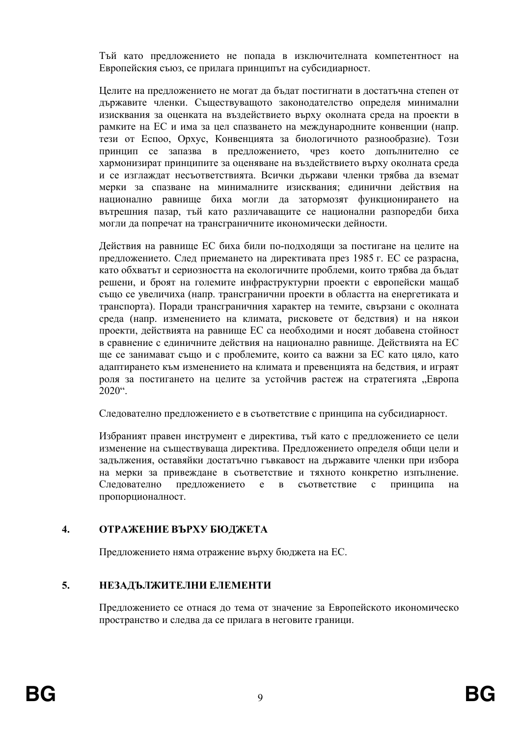Тъй като предложението не попада в изключителната компетентност на Европейския съюз, се прилага принципът на субсидиарност.

Целите на предложението не могат да бъдат постигнати в достатъчна степен от държавите членки. Съществуващото законодателство определя минимални изисквания за оценката на въздействието върху околната среда на проекти в рамките на ЕС и има за цел спазването на международните конвенции (напр. тези от Еспоо, Орхус, Конвенцията за биологичното разнообразие). Този принцип се запазва в предложението, чрез което допълнително се хармонизират принципите за оценяване на въздействието върху околната среда и се изглаждат несъответствията. Всички държави членки трябва да вземат мерки за спазване на минималните изисквания; единични действия на национално равнище биха могли да затормозят функционирането на вътрешния пазар, тъй като различаващите се национални разпоредби биха могли да попречат на трансграничните икономически дейности.

Действия на равнище ЕС биха били по-подходящи за постигане на целите на предложението. След приемането на директивата през 1985 г. ЕС се разрасна, като обхватът и сериозността на екологичните проблеми, които трябва да бъдат решени, и броят на големите инфраструктурни проекти с европейски мащаб също се увеличиха (напр. трансгранични проекти в областта на енергетиката и транспорта). Поради трансграничния характер на темите, свързани с околната среда (напр. изменението на климата, рисковете от бедствия) и на някои проекти, действията на равнище ЕС са необходими и носят добавена стойност в сравнение с единичните действия на национално равнище. Действията на ЕС ще се занимават също и с проблемите, които са важни за ЕС като цяло, като адаптирането към изменението на климата и превенцията на бедствия, и играят роля за постигането на целите за устойчив растеж на стратегията „Европа 2020“.

Следователно предложението е в съответствие с принципа на субсидиарност.

Избраният правен инструмент е директива, тъй като с предложението се цели изменение на съществуваща директива. Предложението определя общи цели и задължения, оставяйки достатъчно гъвкавост на държавите членки при избора на мерки за привеждане в съответствие и тяхното конкретно изпълнение. Следователно предложението е в съответствие с принципа на пропорционалност.

## 4. ОТРАЖЕНИЕ ВЪРХУ БЮДЖЕТА

Предложението няма отражение върху бюджета на ЕС.

## 5. НЕЗАДЪЛЖИТЕЛНИ ЕЛЕМЕНТИ

Предложението се отнася до тема от значение за Европейското икономическо пространство и следва да се прилага в неговите граници.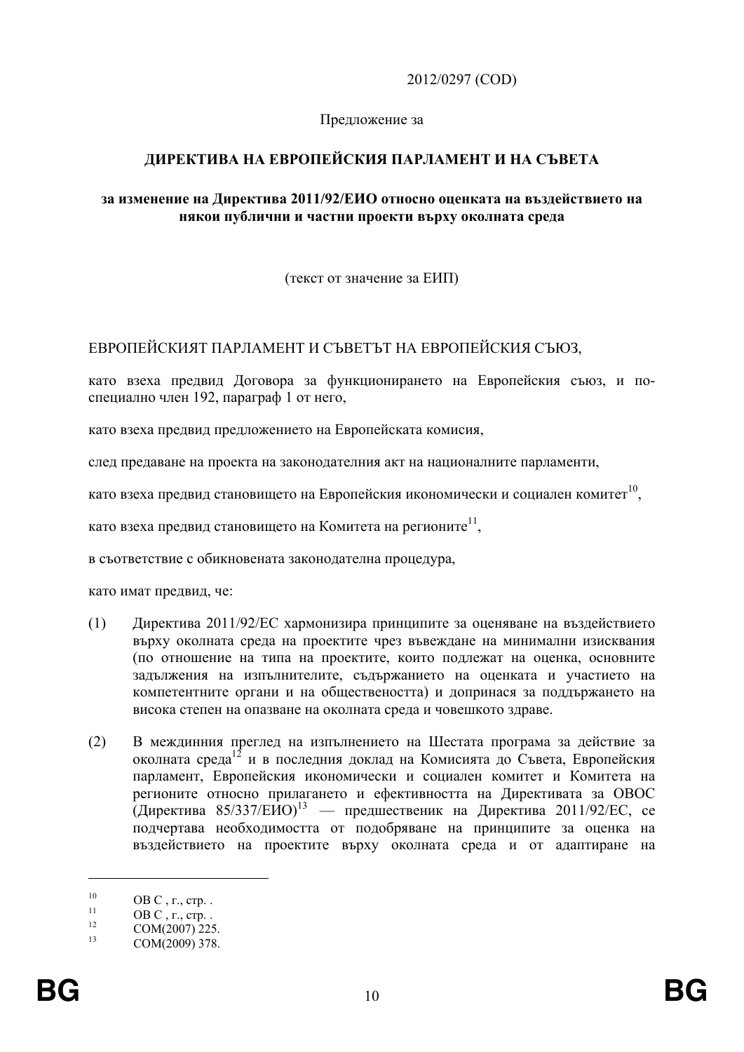2012/0297 (COD)

Предложение за

**ДИРЕКТИВА НА ЕВРОПЕЙСКИЯ ПАРЛАМЕНТ И НА СЪВЕТА**

**за изменение на Директива 2011/92/ЕИО относно оценката на въздействието на някои публични и частни проекти върху околната среда**

(текст от значение за ЕИП)

ЕВРОПЕЙСКИЯТ ПАРЛАМЕНТ И СЪВЕТЪТ НА ЕВРОПЕЙСКИЯ СЪЮЗ,

като взеха предвид Договора за функционирането на Европейския съюз, и по-специално член 192, параграф 1 от него,

като взеха предвид предложението на Европейската комисия,

след предаване на проекта на законодателния акт на националните парламенти,

като взеха предвид становището на Европейския икономически и социален комитет[10],

като взеха предвид становището на Комитета на регионите[11],

в съответствие с обикновената законодателна процедура,

като имат предвид, че:

(1) Директива 2011/92/ЕС хармонизира принципите за оценяване на въздействието върху околната среда на проектите чрез въвеждане на минимални изисквания (по отношение на типа на проектите, които подлежат на оценка, основните задължения на изпълнителите, съдържанието на оценката и участието на компетентните органи и на обществеността) и допринася за поддържането на висока степен на опазване на околната среда и човешкото здраве.

(2) В междинния преглед на изпълнението на Шестата програма за действие за околната среда[12] и в последния доклад на Комисията до Съвета, Европейския парламент, Европейския икономически и социален комитет и Комитета на регионите относно прилагането и ефективността на Директивата за ОВОС (Директива 85/337/ЕИО)[13] — предшественик на Директива 2011/92/ЕС, се подчертава необходимостта от подобряване на принципите за оценка на въздействието на проектите върху околната среда и от адаптиране на

---

[10] ОВ C , г., стр. .

[11] ОВ C , г., стр. .

[12] COM(2007) 225.

[13] COM(2009) 378.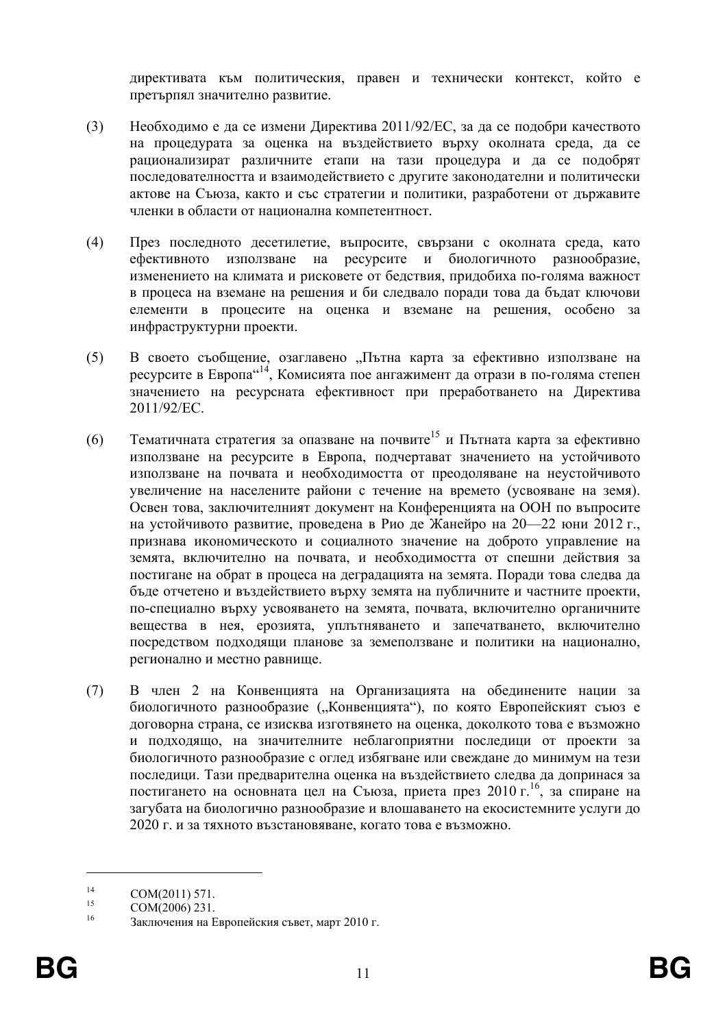директивата към политическия, правен и технически контекст, който е претърпял значително развитие.

(3) Необходимо е да се измени Директива 2011/92/ЕС, за да се подобри качеството на процедурата за оценка на въздействието върху околната среда, да се рационализират различните етапи на тази процедура и да се подобрят последователността и взаимодействието с другите законодателни и политически актове на Съюза, както и със стратегии и политики, разработени от държавите членки в области от национална компетентност.

(4) През последното десетилетие, въпросите, свързани с околната среда, като ефективното използване на ресурсите и биологичното разнообразие, изменението на климата и рисковете от бедствия, придобиха по-голяма важност в процеса на вземане на решения и би следвало поради това да бъдат ключови елементи в процесите на оценка и вземане на решения, особено за инфраструктурни проекти.

(5) В своето съобщение, озаглавено „Пътна карта за ефективно използване на ресурсите в Европа“[14], Комисията пое ангажимент да отрази в по-голяма степен значението на ресурсната ефективност при преработването на Директива 2011/92/ЕС.

(6) Тематичната стратегия за опазване на почвите[15] и Пътната карта за ефективно използване на ресурсите в Европа, подчертават значението на устойчивото използване на почвата и необходимостта от преодоляване на неустойчивото увеличение на населените райони с течение на времето (усвояване на земя). Освен това, заключителният документ на Конференцията на ООН по въпросите на устойчивото развитие, проведена в Рио де Жанейро на 20—22 юни 2012 г., признава икономическото и социалното значение на доброто управление на земята, включително на почвата, и необходимостта от спешни действия за постигане на обрат в процеса на деградацията на земята. Поради това следва да бъде отчетено и въздействието върху земята на публичните и частните проекти, по-специално върху усвояването на земята, почвата, включително органичните вещества в нея, ерозията, уплътняването и запечатването, включително посредством подходящи планове за земеползване и политики на национално, регионално и местно равнище.

(7) В член 2 на Конвенцията на Организацията на обединените нации за биологичното разнообразие („Конвенцията“), по която Европейският съюз е договорна страна, се изисква изготвянето на оценка, доколкото това е възможно и подходящо, на значителните неблагоприятни последици от проекти за биологичното разнообразие с оглед избягване или свеждане до минимум на тези последици. Тази предварителна оценка на въздействието следва да допринася за постигането на основната цел на Съюза, приета през 2010 г.[16], за спиране на загубата на биологично разнообразие и влошаването на екосистемните услуги до 2020 г. и за тяхното възстановяване, когато това е възможно.

---

[14] COM(2011) 571.

[15] COM(2006) 231.

[16] Заключения на Европейския съвет, март 2010 г.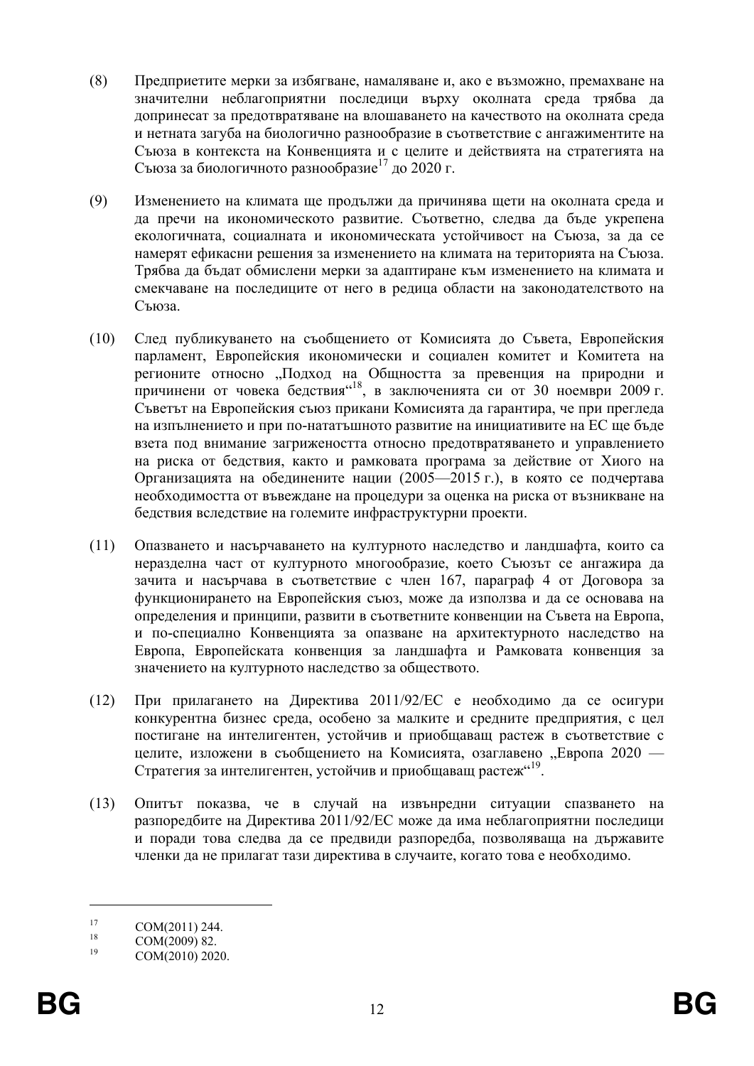(8) Предприетите мерки за избягване, намаляване и, ако е възможно, премахване на значителни неблагоприятни последици върху околната среда трябва да допринесат за предотвратяване на влошаването на качеството на околната среда и нетната загуба на биологично разнообразие в съответствие с ангажиментите на Съюза в контекста на Конвенцията и с целите и действията на стратегията на Съюза за биологичното разнообразие[17] до 2020 г.

(9) Изменението на климата ще продължи да причинява щети на околната среда и да пречи на икономическото развитие. Съответно, следва да бъде укрепена екологичната, социалната и икономическата устойчивост на Съюза, за да се намерят ефикасни решения за изменението на климата на територията на Съюза. Трябва да бъдат обмислени мерки за адаптиране към изменението на климата и смекчаване на последиците от него в редица области на законодателството на Съюза.

(10) След публикуването на съобщението от Комисията до Съвета, Европейския парламент, Европейския икономически и социален комитет и Комитета на регионите относно „Подход на Общността за превенция на природни и причинени от човека бедствия“[18], в заключенията си от 30 ноември 2009 г. Съветът на Европейския съюз прикани Комисията да гарантира, че при прегледа на изпълнението и при по-нататъшното развитие на инициативите на ЕС ще бъде взета под внимание загрижеността относно предотвратяването и управлението на риска от бедствия, както и рамковата програма за действие от Хиого на Организацията на обединените нации (2005—2015 г.), в която се подчертава необходимостта от въвеждане на процедури за оценка на риска от възникване на бедствия вследствие на големите инфраструктурни проекти.

(11) Опазването и насърчаването на културното наследство и ландшафта, които са неразделна част от културното многообразие, което Съюзът се ангажира да зачита и насърчава в съответствие с член 167, параграф 4 от Договора за функционирането на Европейския съюз, може да използва и да се основава на определения и принципи, развити в съответните конвенции на Съвета на Европа, и по-специално Конвенцията за опазване на архитектурното наследство на Европа, Европейската конвенция за ландшафта и Рамковата конвенция за значението на културното наследство за обществото.

(12) При прилагането на Директива 2011/92/ЕС е необходимо да се осигури конкурентна бизнес среда, особено за малките и средните предприятия, с цел постигане на интелигентен, устойчив и приобщаващ растеж в съответствие с целите, изложени в съобщението на Комисията, озаглавено „Европа 2020 — Стратегия за интелигентен, устойчив и приобщаващ растеж“[19].

(13) Опитът показва, че в случай на извънредни ситуации спазването на разпоредбите на Директива 2011/92/ЕС може да има неблагоприятни последици и поради това следва да се предвиди разпоредба, позволяваща на държавите членки да не прилагат тази директива в случаите, когато това е необходимо.

---

[17] COM(2011) 244.

[18] COM(2009) 82.

[19] COM(2010) 2020.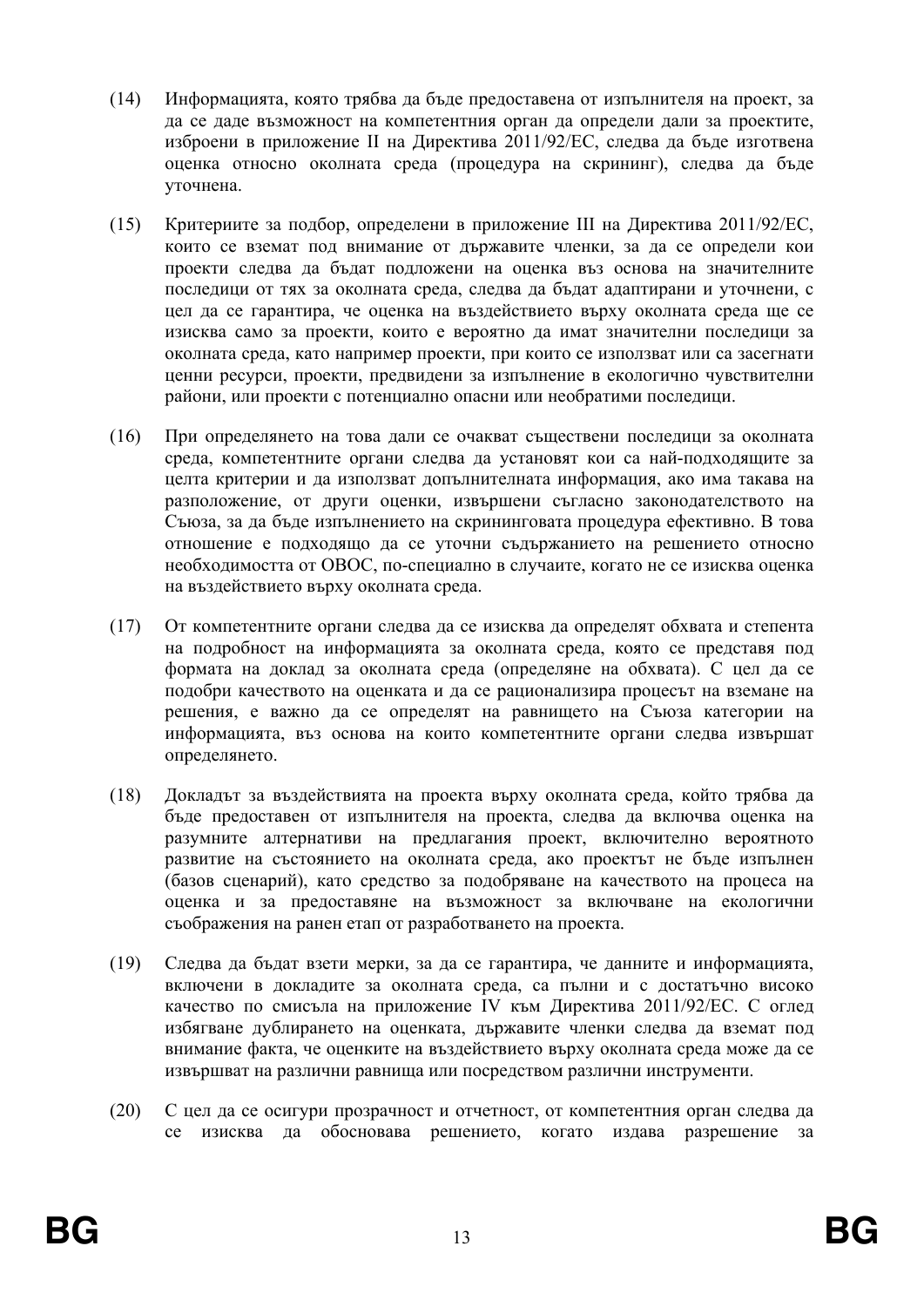(14) Информацията, която трябва да бъде предоставена от изпълнителя на проект, за да се даде възможност на компетентния орган да определи дали за проектите, изброени в приложение II на Директива 2011/92/ЕС, следва да бъде изготвена оценка относно околната среда (процедура на скрининг), следва да бъде уточнена.

(15) Критериите за подбор, определени в приложение III на Директива 2011/92/ЕС, които се вземат под внимание от държавите членки, за да се определи кои проекти следва да бъдат подложени на оценка въз основа на значителните последици от тях за околната среда, следва да бъдат адаптирани и уточнени, с цел да се гарантира, че оценка на въздействието върху околната среда ще се изисква само за проекти, които е вероятно да имат значителни последици за околната среда, като например проекти, при които се използват или са засегнати ценни ресурси, проекти, предвидени за изпълнение в екологично чувствителни райони, или проекти с потенциално опасни или необратими последици.

(16) При определянето на това дали се очакват съществени последици за околната среда, компетентните органи следва да установят кои са най-подходящите за целта критерии и да използват допълнителната информация, ако има такава на разположение, от други оценки, извършени съгласно законодателството на Съюза, за да бъде изпълнението на скрининговата процедура ефективно. В това отношение е подходящо да се уточни съдържанието на решението относно необходимостта от ОВОС, по-специално в случаите, когато не се изисква оценка на въздействието върху околната среда.

(17) От компетентните органи следва да се изисква да определят обхвата и степента на подробност на информацията за околната среда, която се представя под формата на доклад за околната среда (определяне на обхвата). С цел да се подобри качеството на оценката и да се рационализира процесът на вземане на решения, е важно да се определят на равнището на Съюза категории на информацията, въз основа на които компетентните органи следва извършат определянето.

(18) Докладът за въздействията на проекта върху околната среда, който трябва да бъде предоставен от изпълнителя на проекта, следва да включва оценка на разумните алтернативи на предлагания проект, включително вероятното развитие на състоянието на околната среда, ако проектът не бъде изпълнен (базов сценарий), като средство за подобряване на качеството на процеса на оценка и за предоставяне на възможност за включване на екологични съображения на ранен етап от разработването на проекта.

(19) Следва да бъдат взети мерки, за да се гарантира, че данните и информацията, включени в докладите за околната среда, са пълни и с достатъчно високо качество по смисъла на приложение IV към Директива 2011/92/ЕС. С оглед избягване дублирането на оценката, държавите членки следва да вземат под внимание факта, че оценките на въздействието върху околната среда може да се извършват на различни равнища или посредством различни инструменти.

(20) С цел да се осигури прозрачност и отчетност, от компетентния орган следва да се изисква да обосновава решението, когато издава разрешение за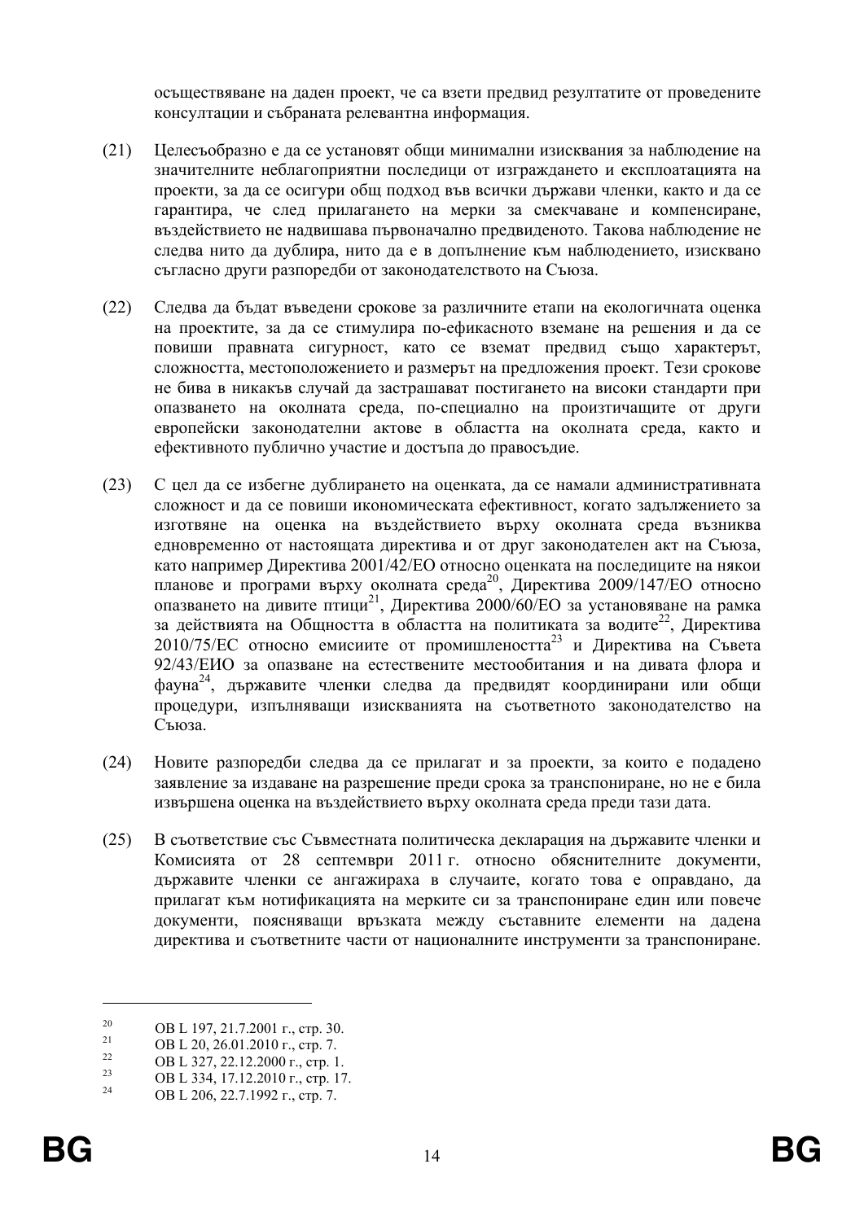осъществяване на даден проект, че са взети предвид резултатите от проведените консултации и събраната релевантна информация.

(21) Целесъобразно е да се установят общи минимални изисквания за наблюдение на значителните неблагоприятни последици от изграждането и експлоатацията на проекти, за да се осигури общ подход във всички държави членки, както и да се гарантира, че след прилагането на мерки за смекчаване и компенсиране, въздействието не надвишава първоначално предвиденото. Такова наблюдение не следва нито да дублира, нито да е в допълнение към наблюдението, изисквано съгласно други разпоредби от законодателството на Съюза.

(22) Следва да бъдат въведени срокове за различните етапи на екологичната оценка на проектите, за да се стимулира по-ефикасното вземане на решения и да се повиши правната сигурност, като се вземат предвид също характерът, сложността, местоположението и размерът на предложения проект. Тези срокове не бива в никакъв случай да застрашават постигането на високи стандарти при опазването на околната среда, по-специално на произтичащите от други европейски законодателни актове в областта на околната среда, както и ефективното публично участие и достъпа до правосъдие.

(23) С цел да се избегне дублирането на оценката, да се намали административната сложност и да се повиши икономическата ефективност, когато задължението за изготвяне на оценка на въздействието върху околната среда възниква едновременно от настоящата директива и от друг законодателен акт на Съюза, като например Директива 2001/42/ЕО относно оценката на последиците на някои планове и програми върху околната среда[20], Директива 2009/147/ЕО относно опазването на дивите птици[21], Директива 2000/60/ЕО за установяване на рамка за действията на Общността в областта на политиката за водите[22], Директива 2010/75/ЕС относно емисиите от промишлеността[23] и Директива на Съвета 92/43/ЕИО за опазване на естествените местообитания и на дивата флора и фауна[24], държавите членки следва да предвидят координирани или общи процедури, изпълняващи изискванията на съответното законодателство на Съюза.

(24) Новите разпоредби следва да се прилагат и за проекти, за които е подадено заявление за издаване на разрешение преди срока за транспониране, но не е била извършена оценка на въздействието върху околната среда преди тази дата.

(25) В съответствие със Съвместната политическа декларация на държавите членки и Комисията от 28 септември 2011 г. относно обяснителните документи, държавите членки се ангажираха в случаите, когато това е оправдано, да прилагат към нотификацията на мерките си за транспониране един или повече документи, поясняващи връзката между съставните елементи на дадена директива и съответните части от националните инструменти за транспониране.

---

[20] ОВ L 197, 21.7.2001 г., стр. 30.

[21] ОВ L 20, 26.01.2010 г., стр. 7.

[22] ОВ L 327, 22.12.2000 г., стр. 1.

[23] ОВ L 334, 17.12.2010 г., стр. 17.

[24] ОВ L 206, 22.7.1992 г., стр. 7.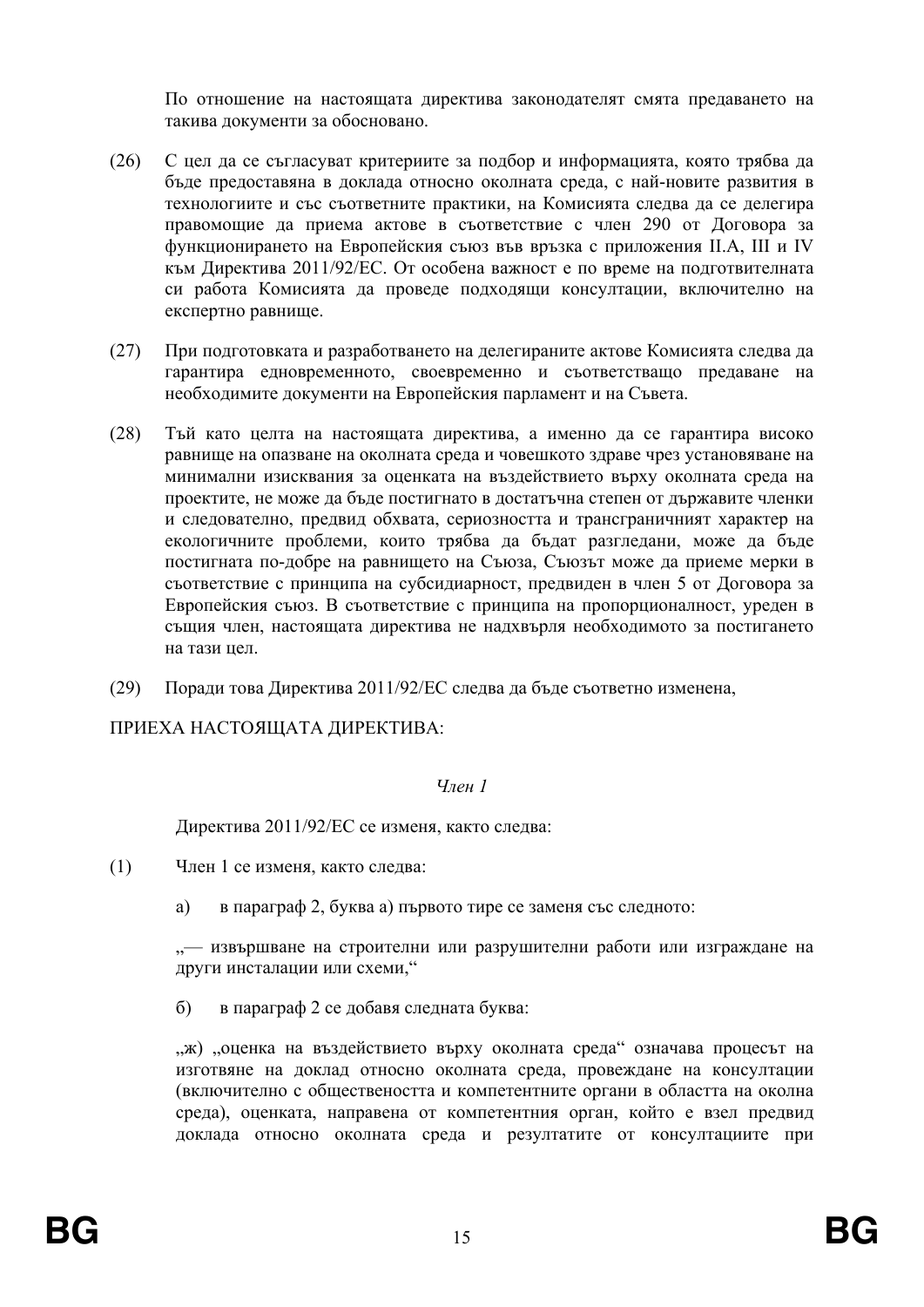По отношение на настоящата директива законодателят смята предаването на такива документи за обосновано.

(26) С цел да се съгласуват критериите за подбор и информацията, която трябва да бъде предоставяна в доклада относно околната среда, с най-новите развития в технологиите и със съответните практики, на Комисията следва да се делегира правомощие да приема актове в съответствие с член 290 от Договора за функционирането на Европейския съюз във връзка с приложения II.A, III и IV към Директива 2011/92/ЕС. От особена важност е по време на подготвителната си работа Комисията да проведе подходящи консултации, включително на експертно равнище.

(27) При подготовката и разработването на делегираните актове Комисията следва да гарантира едновременното, своевременно и съответстващо предаване на необходимите документи на Европейския парламент и на Съвета.

(28) Тъй като целта на настоящата директива, а именно да се гарантира високо равнище на опазване на околната среда и човешкото здраве чрез установяване на минимални изисквания за оценката на въздействието върху околната среда на проектите, не може да бъде постигнато в достатъчна степен от държавите членки и следователно, предвид обхвата, сериозността и трансграничният характер на екологичните проблеми, които трябва да бъдат разгледани, може да бъде постигната по-добре на равнището на Съюза, Съюзът може да приеме мерки в съответствие с принципа на субсидиарност, предвиден в член 5 от Договора за Европейския съюз. В съответствие с принципа на пропорционалност, уреден в същия член, настоящата директива не надхвърля необходимото за постигането на тази цел.

(29) Поради това Директива 2011/92/ЕС следва да бъде съответно изменена,

ПРИЕХА НАСТОЯЩАТА ДИРЕКТИВА:

*Член 1*

Директива 2011/92/ЕС се изменя, както следва:

(1) Член 1 се изменя, както следва:

а) в параграф 2, буква а) първото тире се заменя със следното:

„— извършване на строителни или разрушителни работи или изграждане на други инсталации или схеми,“

б) в параграф 2 се добавя следната буква:

„ж) „оценка на въздействието върху околната среда“ означава процесът на изготвяне на доклад относно околната среда, провеждане на консултации (включително с обществеността и компетентните органи в областта на околна среда), оценката, направена от компетентния орган, който е взел предвид доклада относно околната среда и резултатите от консултациите при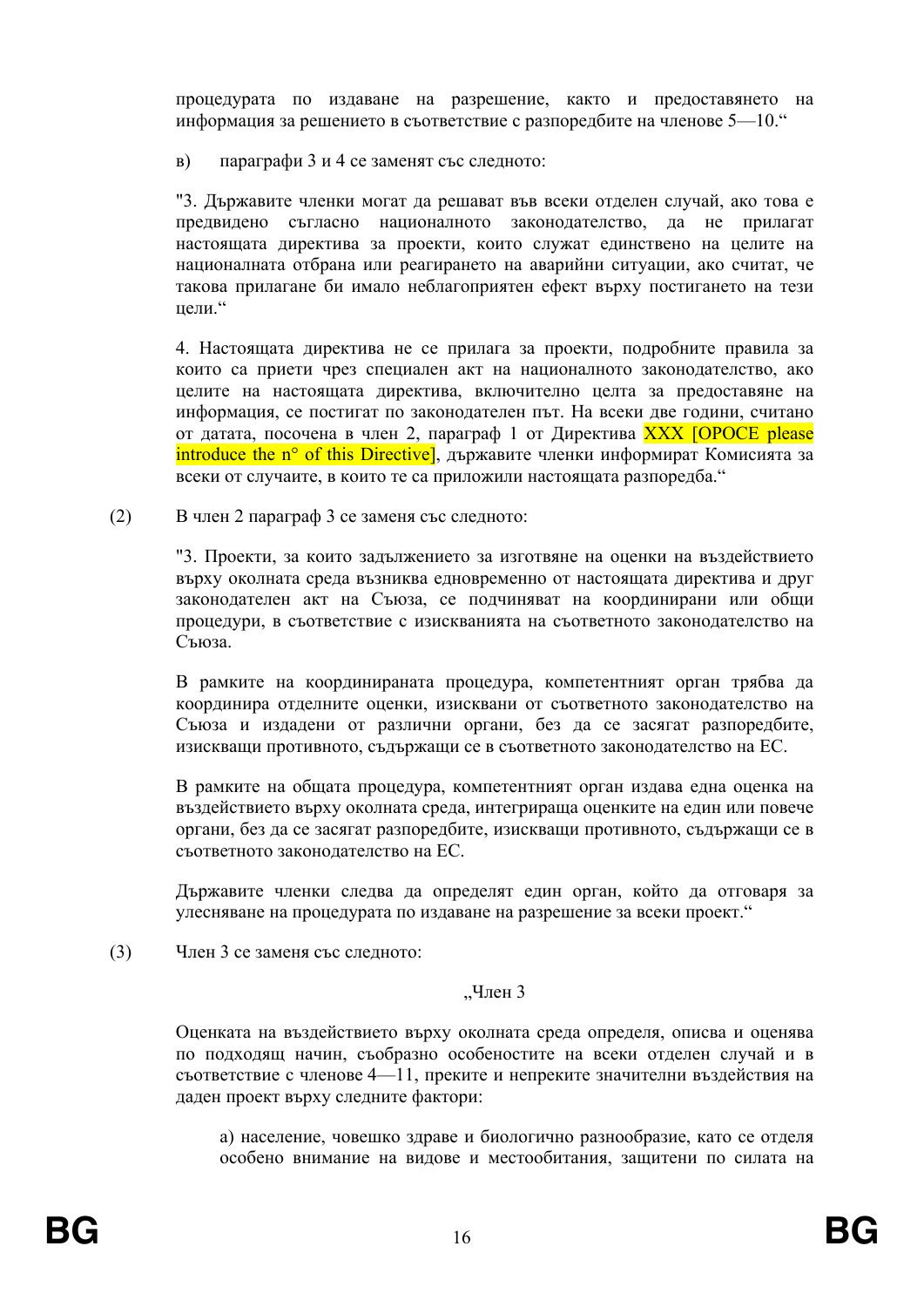процедурата по издаване на разрешение, както и предоставянето на информация за решението в съответствие с разпоредбите на членове 5—10."

в) параграфи 3 и 4 се заменят със следното:

"3. Държавите членки могат да решават във всеки отделен случай, ако това е предвидено съгласно националното законодателство, да не прилагат настоящата директива за проекти, които служат единствено на целите на националната отбрана или реагирането на аварийни ситуации, ако считат, че такова прилагане би имало неблагоприятен ефект върху постигането на тези цели."

4. Настоящата директива не се прилага за проекти, подробните правила за които са приети чрез специален акт на националното законодателство, ако целите на настоящата директива, включително целта за предоставяне на информация, се постигат по законодателен път. На всеки две години, считано от датата, посочена в член 2, параграф 1 от Директива XXX [OPOCE please introduce the n° of this Directive], държавите членки информират Комисията за всеки от случаите, в които те са приложили настоящата разпоредба."

(2) В член 2 параграф 3 се заменя със следното:

"3. Проекти, за които задължението за изготвяне на оценки на въздействието върху околната среда възниква едновременно от настоящата директива и друг законодателен акт на Съюза, се подчиняват на координирани или общи процедури, в съответствие с изискванията на съответното законодателство на Съюза.

В рамките на координираната процедура, компетентният орган трябва да координира отделните оценки, изисквани от съответното законодателство на Съюза и издадени от различни органи, без да се засягат разпоредбите, изискващи противното, съдържащи се в съответното законодателство на ЕС.

В рамките на общата процедура, компетентният орган издава една оценка на въздействието върху околната среда, интегрираща оценките на един или повече органи, без да се засягат разпоредбите, изискващи противното, съдържащи се в съответното законодателство на ЕС.

Държавите членки следва да определят един орган, който да отговаря за улесняване на процедурата по издаване на разрешение за всеки проект."

(3) Член 3 се заменя със следното:

„Член 3

Оценката на въздействието върху околната среда определя, описва и оценява по подходящ начин, съобразно особеностите на всеки отделен случай и в съответствие с членове 4—11, преките и непреките значителни въздействия на даден проект върху следните фактори:

а) население, човешко здраве и биологично разнообразие, като се отделя особено внимание на видове и местообитания, защитени по силата на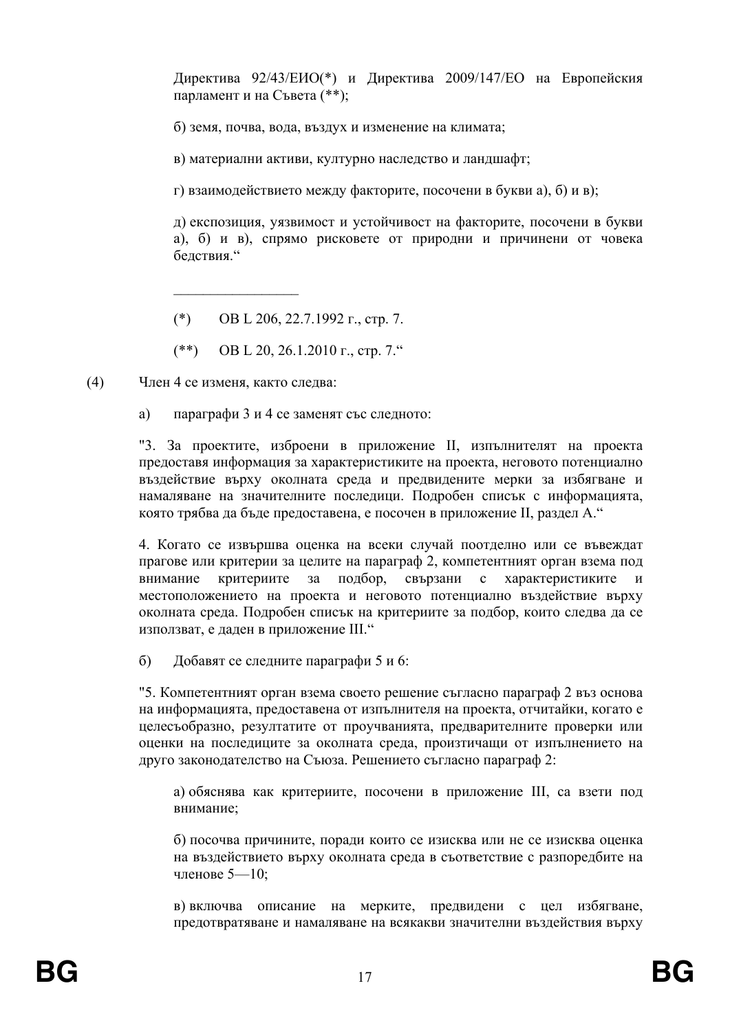Директива 92/43/ЕИО(*) и Директива 2009/147/ЕО на Европейския парламент и на Съвета (**);

б) земя, почва, вода, въздух и изменение на климата;

в) материални активи, културно наследство и ландшафт;

г) взаимодействието между факторите, посочени в букви а), б) и в);

д) експозиция, уязвимост и устойчивост на факторите, посочени в букви а), б) и в), спрямо рисковете от природни и причинени от човека бедствия.“

\_\_\_\_\_\_\_\_\_\_\_\_\_\_\_\_\_

(*) ОВ L 206, 22.7.1992 г., стр. 7.

(**) ОВ L 20, 26.1.2010 г., стр. 7.“

(4) Член 4 се изменя, както следва:

а) параграфи 3 и 4 се заменят със следното:

"3. За проектите, изброени в приложение II, изпълнителят на проекта предоставя информация за характеристиките на проекта, неговото потенциално въздействие върху околната среда и предвидените мерки за избягване и намаляване на значителните последици. Подробен списък с информацията, която трябва да бъде предоставена, е посочен в приложение II, раздел А.“

4. Когато се извършва оценка на всеки случай поотделно или се въвеждат прагове или критерии за целите на параграф 2, компетентният орган взема под внимание критериите за подбор, свързани с характеристиките и местоположението на проекта и неговото потенциално въздействие върху околната среда. Подробен списък на критериите за подбор, които следва да се използват, е даден в приложение III.“

б) Добавят се следните параграфи 5 и 6:

"5. Компетентният орган взема своето решение съгласно параграф 2 въз основа на информацията, предоставена от изпълнителя на проекта, отчитайки, когато е целесъобразно, резултатите от проучванията, предварителните проверки или оценки на последиците за околната среда, произтичащи от изпълнението на друго законодателство на Съюза. Решението съгласно параграф 2:

а) обяснява как критериите, посочени в приложение III, са взети под внимание;

б) посочва причините, поради които се изисква или не се изисква оценка на въздействието върху околната среда в съответствие с разпоредбите на членове 5—10;

в) включва описание на мерките, предвидени с цел избягване, предотвратяване и намаляване на всякакви значителни въздействия върху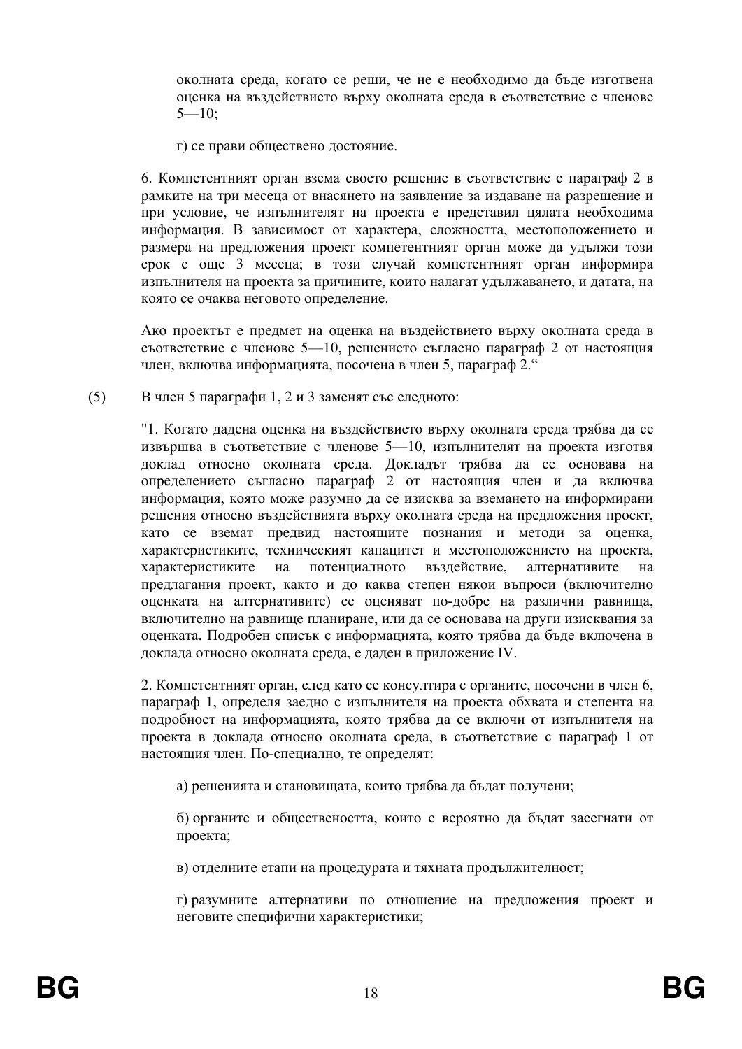околната среда, когато се реши, че не е необходимо да бъде изготвена оценка на въздействието върху околната среда в съответствие с членове 5—10;

г) се прави обществено достояние.

6. Компетентният орган взема своето решение в съответствие с параграф 2 в рамките на три месеца от внасянето на заявление за издаване на разрешение и при условие, че изпълнителят на проекта е представил цялата необходима информация. В зависимост от характера, сложността, местоположението и размера на предложения проект компетентният орган може да удължи този срок с още 3 месеца; в този случай компетентният орган информира изпълнителя на проекта за причините, които налагат удължаването, и датата, на която се очаква неговото определение.

Ако проектът е предмет на оценка на въздействието върху околната среда в съответствие с членове 5—10, решението съгласно параграф 2 от настоящия член, включва информацията, посочена в член 5, параграф 2.“

(5) В член 5 параграфи 1, 2 и 3 заменят със следното:

"1. Когато дадена оценка на въздействието върху околната среда трябва да се извършва в съответствие с членове 5—10, изпълнителят на проекта изготвя доклад относно околната среда. Докладът трябва да се основава на определението съгласно параграф 2 от настоящия член и да включва информация, която може разумно да се изисква за вземането на информирани решения относно въздействията върху околната среда на предложения проект, като се вземат предвид настоящите познания и методи за оценка, характеристиките, техническият капацитет и местоположението на проекта, характеристиките на потенциалното въздействие, алтернативите на предлагания проект, както и до каква степен някои въпроси (включително оценката на алтернативите) се оценяват по-добре на различни равнища, включително на равнище планиране, или да се основава на други изисквания за оценката. Подробен списък с информацията, която трябва да бъде включена в доклада относно околната среда, е даден в приложение IV.

2. Компетентният орган, след като се консултира с органите, посочени в член 6, параграф 1, определя заедно с изпълнителя на проекта обхвата и степента на подробност на информацията, която трябва да се включи от изпълнителя на проекта в доклада относно околната среда, в съответствие с параграф 1 от настоящия член. По-специално, те определят:

а) решенията и становищата, които трябва да бъдат получени;

б) органите и обществеността, които е вероятно да бъдат засегнати от проекта;

в) отделните етапи на процедурата и тяхната продължителност;

г) разумните алтернативи по отношение на предложения проект и неговите специфични характеристики;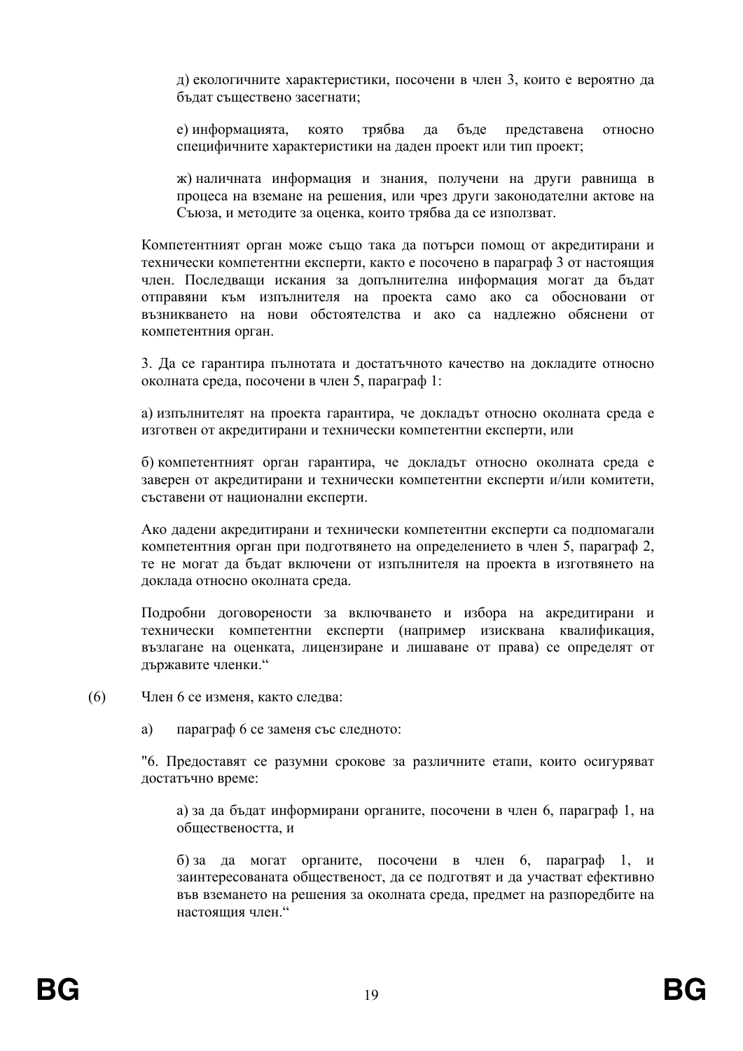д) екологичните характеристики, посочени в член 3, които е вероятно да бъдат съществено засегнати;

е) информацията, която трябва да бъде представена относно специфичните характеристики на даден проект или тип проект;

ж) наличната информация и знания, получени на други равнища в процеса на вземане на решения, или чрез други законодателни актове на Съюза, и методите за оценка, които трябва да се използват.

Компетентният орган може също така да потърси помощ от акредитирани и технически компетентни експерти, както е посочено в параграф 3 от настоящия член. Последващи искания за допълнителна информация могат да бъдат отправяни към изпълнителя на проекта само ако са обосновани от възникването на нови обстоятелства и ако са надлежно обяснени от компетентния орган.

3. Да се гарантира пълнотата и достатъчното качество на докладите относно околната среда, посочени в член 5, параграф 1:

а) изпълнителят на проекта гарантира, че докладът относно околната среда е изготвен от акредитирани и технически компетентни експерти, или

б) компетентният орган гарантира, че докладът относно околната среда е заверен от акредитирани и технически компетентни експерти и/или комитети, съставени от национални експерти.

Ако дадени акредитирани и технически компетентни експерти са подпомагали компетентния орган при подготвянето на определението в член 5, параграф 2, те не могат да бъдат включени от изпълнителя на проекта в изготвянето на доклада относно околната среда.

Подробни договорености за включването и избора на акредитирани и технически компетентни експерти (например изисквана квалификация, възлагане на оценката, лицензиране и лишаване от права) се определят от държавите членки."

(6) Член 6 се изменя, както следва:

а) параграф 6 се заменя със следното:

"6. Предоставят се разумни срокове за различните етапи, които осигуряват достатъчно време:

а) за да бъдат информирани органите, посочени в член 6, параграф 1, на обществеността, и

б) за да могат органите, посочени в член 6, параграф 1, и заинтересованата общественост, да се подготвят и да участват ефективно във вземането на решения за околната среда, предмет на разпоредбите на настоящия член."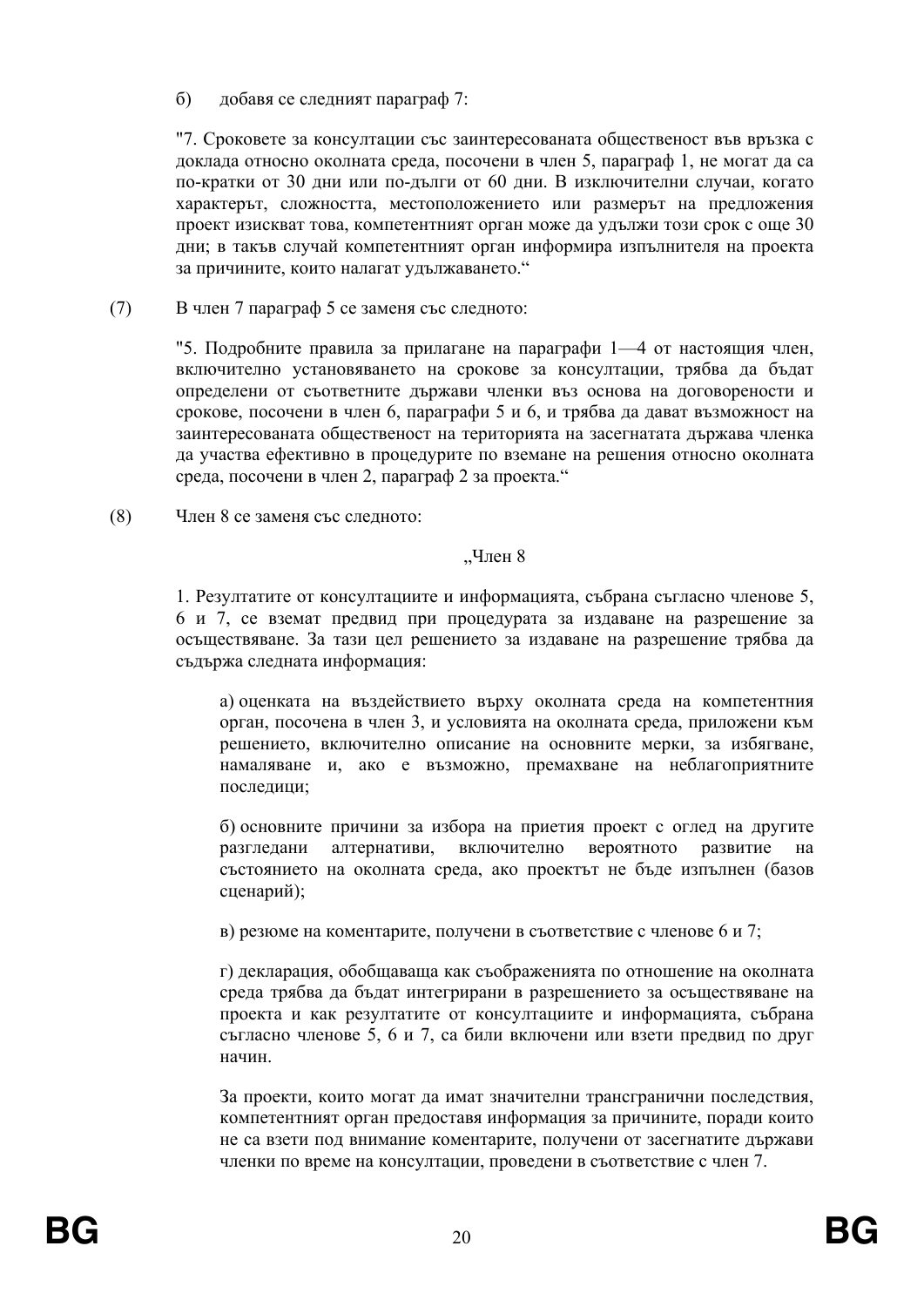б) добавя се следният параграф 7:

"7. Сроковете за консултации със заинтересованата общественост във връзка с доклада относно околната среда, посочени в член 5, параграф 1, не могат да са по-кратки от 30 дни или по-дълги от 60 дни. В изключителни случаи, когато характерът, сложността, местоположението или размерът на предложения проект изискват това, компетентният орган може да удължи този срок с още 30 дни; в такъв случай компетентният орган информира изпълнителя на проекта за причините, които налагат удължаването."

(7) В член 7 параграф 5 се заменя със следното:

"5. Подробните правила за прилагане на параграфи 1—4 от настоящия член, включително установяването на срокове за консултации, трябва да бъдат определени от съответните държави членки въз основа на договорености и срокове, посочени в член 6, параграфи 5 и 6, и трябва да дават възможност на заинтересованата общественост на територията на засегнатата държава членка да участва ефективно в процедурите по вземане на решения относно околната среда, посочени в член 2, параграф 2 за проекта."

(8) Член 8 се заменя със следното:

„Член 8

1. Резултатите от консултациите и информацията, събрана съгласно членове 5, 6 и 7, се вземат предвид при процедурата за издаване на разрешение за осъществяване. За тази цел решението за издаване на разрешение трябва да съдържа следната информация:

а) оценката на въздействието върху околната среда на компетентния орган, посочена в член 3, и условията на околната среда, приложени към решението, включително описание на основните мерки, за избягване, намаляване и, ако е възможно, премахване на неблагоприятните последици;

б) основните причини за избора на приетия проект с оглед на другите разгледани алтернативи, включително вероятното развитие на състоянието на околната среда, ако проектът не бъде изпълнен (базов сценарий);

в) резюме на коментарите, получени в съответствие с членове 6 и 7;

г) декларация, обобщаваща как съображенията по отношение на околната среда трябва да бъдат интегрирани в разрешението за осъществяване на проекта и как резултатите от консултациите и информацията, събрана съгласно членове 5, 6 и 7, са били включени или взети предвид по друг начин.

За проекти, които могат да имат значителни трансгранични последствия, компетентният орган предоставя информация за причините, поради които не са взети под внимание коментарите, получени от засегнатите държави членки по време на консултации, проведени в съответствие с член 7.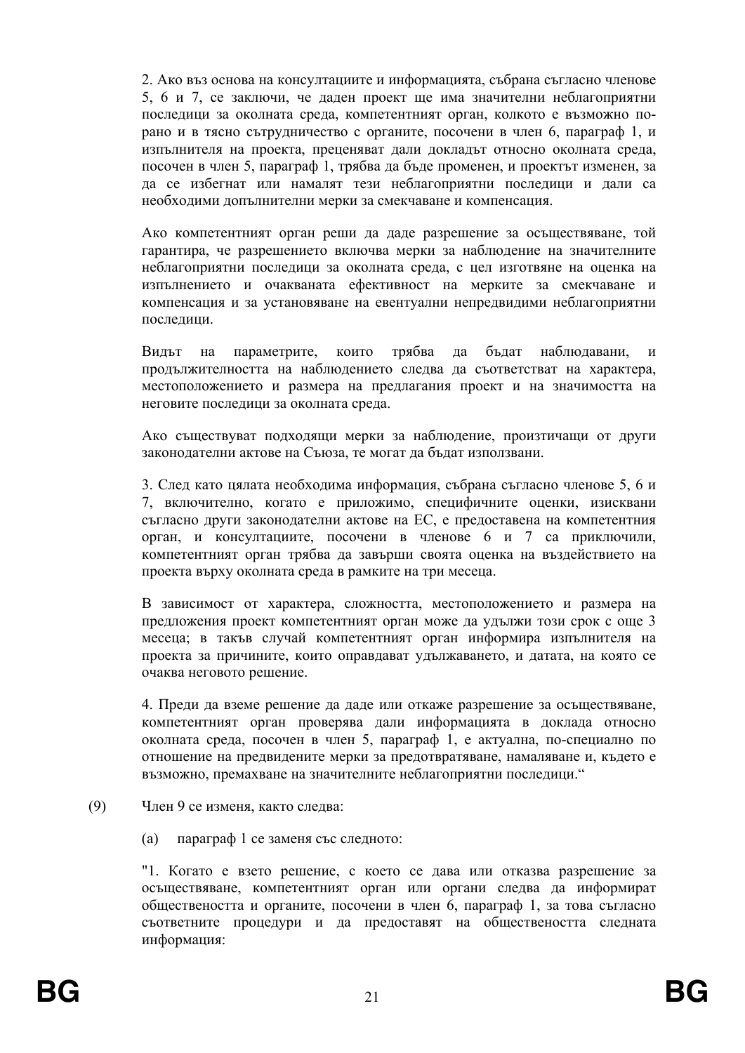2. Ако въз основа на консултациите и информацията, събрана съгласно членове 5, 6 и 7, се заключи, че даден проект ще има значителни неблагоприятни последици за околната среда, компетентният орган, колкото е възможно по-рано и в тясно сътрудничество с органите, посочени в член 6, параграф 1, и изпълнителя на проекта, преценяват дали докладът относно околната среда, посочен в член 5, параграф 1, трябва да бъде променен, и проектът изменен, за да се избегнат или намалят тези неблагоприятни последици и дали са необходими допълнителни мерки за смекчаване и компенсация.

Ако компетентният орган реши да даде разрешение за осъществяване, той гарантира, че разрешението включва мерки за наблюдение на значителните неблагоприятни последици за околната среда, с цел изготвяне на оценка на изпълнението и очакваната ефективност на мерките за смекчаване и компенсация и за установяване на евентуални непредвидими неблагоприятни последици.

Видът на параметрите, които трябва да бъдат наблюдавани, и продължителността на наблюдението следва да съответстват на характера, местоположението и размера на предлагания проект и на значимостта на неговите последици за околната среда.

Ако съществуват подходящи мерки за наблюдение, произтичащи от други законодателни актове на Съюза, те могат да бъдат използвани.

3. След като цялата необходима информация, събрана съгласно членове 5, 6 и 7, включително, когато е приложимо, специфичните оценки, изисквани съгласно други законодателни актове на ЕС, е предоставена на компетентния орган, и консултациите, посочени в членове 6 и 7 са приключили, компетентният орган трябва да завърши своята оценка на въздействието на проекта върху околната среда в рамките на три месеца.

В зависимост от характера, сложността, местоположението и размера на предложения проект компетентният орган може да удължи този срок с още 3 месеца; в такъв случай компетентният орган информира изпълнителя на проекта за причините, които оправдават удължаването, и датата, на която се очаква неговото решение.

4. Преди да вземе решение да даде или откаже разрешение за осъществяване, компетентният орган проверява дали информацията в доклада относно околната среда, посочен в член 5, параграф 1, е актуална, по-специално по отношение на предвидените мерки за предотвратяване, намаляване и, където е възможно, премахване на значителните неблагоприятни последици."

(9) Член 9 се изменя, както следва:

(a) параграф 1 се заменя със следното:

"1. Когато е взето решение, с което се дава или отказва разрешение за осъществяване, компетентният орган или органи следва да информират обществеността и органите, посочени в член 6, параграф 1, за това съгласно съответните процедури и да предоставят на обществеността следната информация: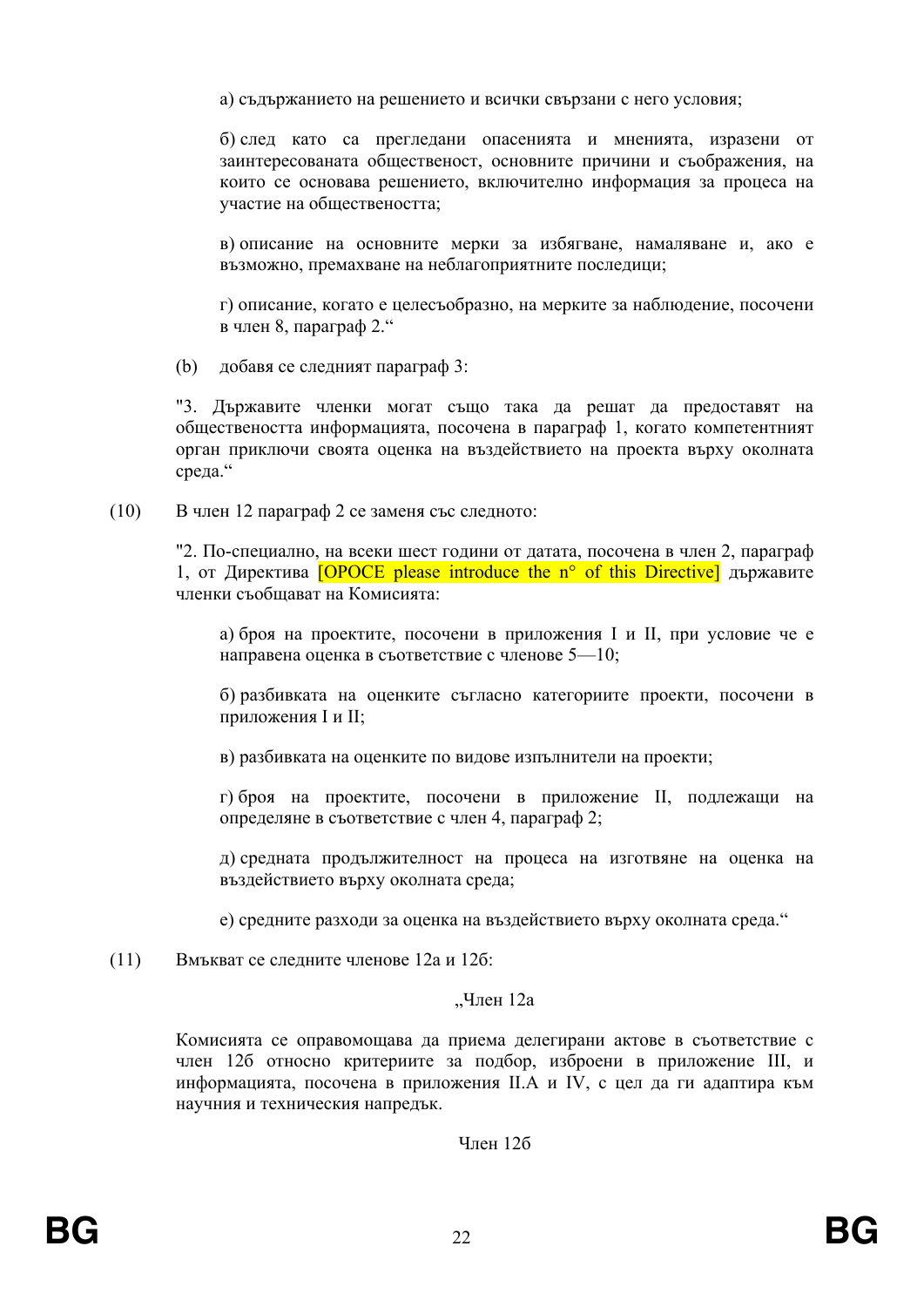а) съдържанието на решението и всички свързани с него условия;

б) след като са прегледани опасенията и мненията, изразени от заинтересованата общественост, основните причини и съображения, на които се основава решението, включително информация за процеса на участие на обществеността;

в) описание на основните мерки за избягване, намаляване и, ако е възможно, премахване на неблагоприятните последици;

г) описание, когато е целесъобразно, на мерките за наблюдение, посочени в член 8, параграф 2.“

(b) добавя се следният параграф 3:

"3. Държавите членки могат също така да решат да предоставят на обществеността информацията, посочена в параграф 1, когато компетентният орган приключи своята оценка на въздействието на проекта върху околната среда.“

(10) В член 12 параграф 2 се заменя със следното:

"2. По-специално, на всеки шест години от датата, посочена в член 2, параграф 1, от Директива [OPOCE please introduce the n° of this Directive] държавите членки съобщават на Комисията:

а) броя на проектите, посочени в приложения I и II, при условие че е направена оценка в съответствие с членове 5—10;

б) разбивката на оценките съгласно категориите проекти, посочени в приложения I и II;

в) разбивката на оценките по видове изпълнители на проекти;

г) броя на проектите, посочени в приложение II, подлежащи на определяне в съответствие с член 4, параграф 2;

д) средната продължителност на процеса на изготвяне на оценка на въздействието върху околната среда;

е) средните разходи за оценка на въздействието върху околната среда.“

(11) Вмъкват се следните членове 12а и 12б:

„Член 12а

Комисията се оправомощава да приема делегирани актове в съответствие с член 12б относно критериите за подбор, изброени в приложение III, и информацията, посочена в приложения II.А и IV, с цел да ги адаптира към научния и техническия напредък.

Член 12б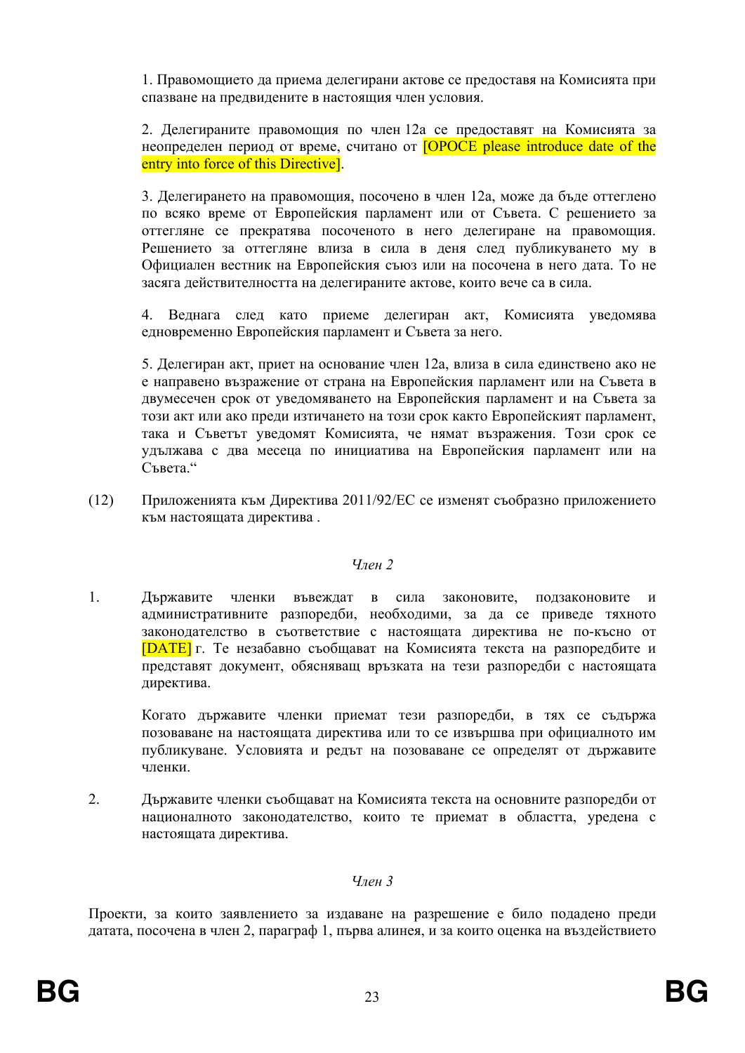1. Правомощието да приема делегирани актове се предоставя на Комисията при спазване на предвидените в настоящия член условия.

2. Делегираните правомощия по член 12а се предоставят на Комисията за неопределен период от време, считано от [OPOCE please introduce date of the entry into force of this Directive].

3. Делегирането на правомощия, посочено в член 12а, може да бъде оттеглено по всяко време от Европейския парламент или от Съвета. С решението за оттегляне се прекратява посоченото в него делегиране на правомощия. Решението за оттегляне влиза в сила в деня след публикуването му в Официален вестник на Европейския съюз или на посочена в него дата. То не засяга действителността на делегираните актове, които вече са в сила.

4. Веднага след като приеме делегиран акт, Комисията уведомява едновременно Европейския парламент и Съвета за него.

5. Делегиран акт, приет на основание член 12а, влиза в сила единствено ако не е направено възражение от страна на Европейския парламент или на Съвета в двумесечен срок от уведомяването на Европейския парламент и на Съвета за този акт или ако преди изтичането на този срок както Европейският парламент, така и Съветът уведомят Комисията, че нямат възражения. Този срок се удължава с два месеца по инициатива на Европейския парламент или на Съвета.“

(12) Приложенията към Директива 2011/92/ЕС се изменят съобразно приложението към настоящата директива .

*Член 2*

1. Държавите членки въвеждат в сила законовите, подзаконовите и административните разпоредби, необходими, за да се приведе тяхното законодателство в съответствие с настоящата директива не по-късно от [DATE] г. Те незабавно съобщават на Комисията текста на разпоредбите и представят документ, обясняващ връзката на тези разпоредби с настоящата директива.

Когато държавите членки приемат тези разпоредби, в тях се съдържа позоваване на настоящата директива или то се извършва при официалното им публикуване. Условията и редът на позоваване се определят от държавите членки.

2. Държавите членки съобщават на Комисията текста на основните разпоредби от националното законодателство, които те приемат в областта, уредена с настоящата директива.

*Член 3*

Проекти, за които заявлението за издаване на разрешение е било подадено преди датата, посочена в член 2, параграф 1, първа алинея, и за които оценка на въздействието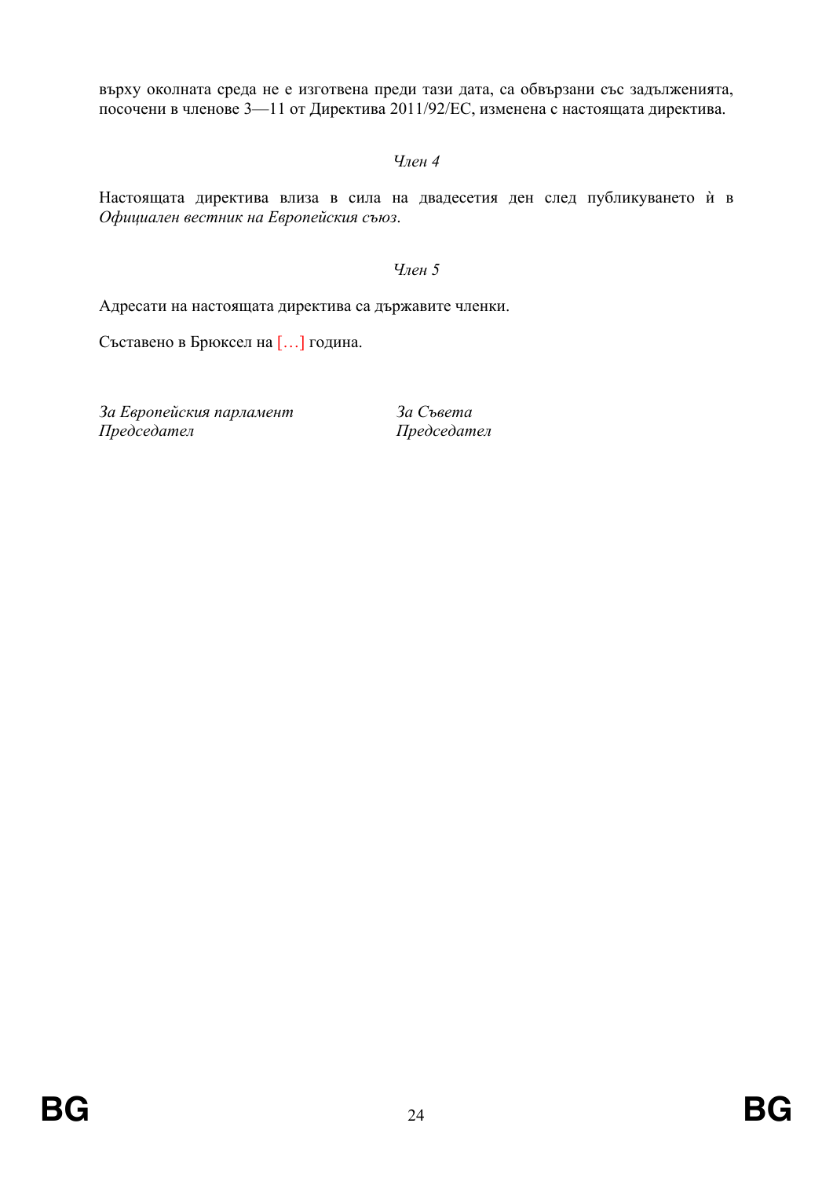върху околната среда не е изготвена преди тази дата, са обвързани със задълженията, посочени в членове 3—11 от Директива 2011/92/ЕС, изменена с настоящата директива.

*Член 4*

Настоящата директива влиза в сила на двадесетия ден след публикуването ѝ в *Официален вестник на Европейския съюз*.

*Член 5*

Адресати на настоящата директива са държавите членки.

Съставено в Брюксел на […] година.

*За Европейския парламент*
*Председател*

*За Съвета*
*Председател*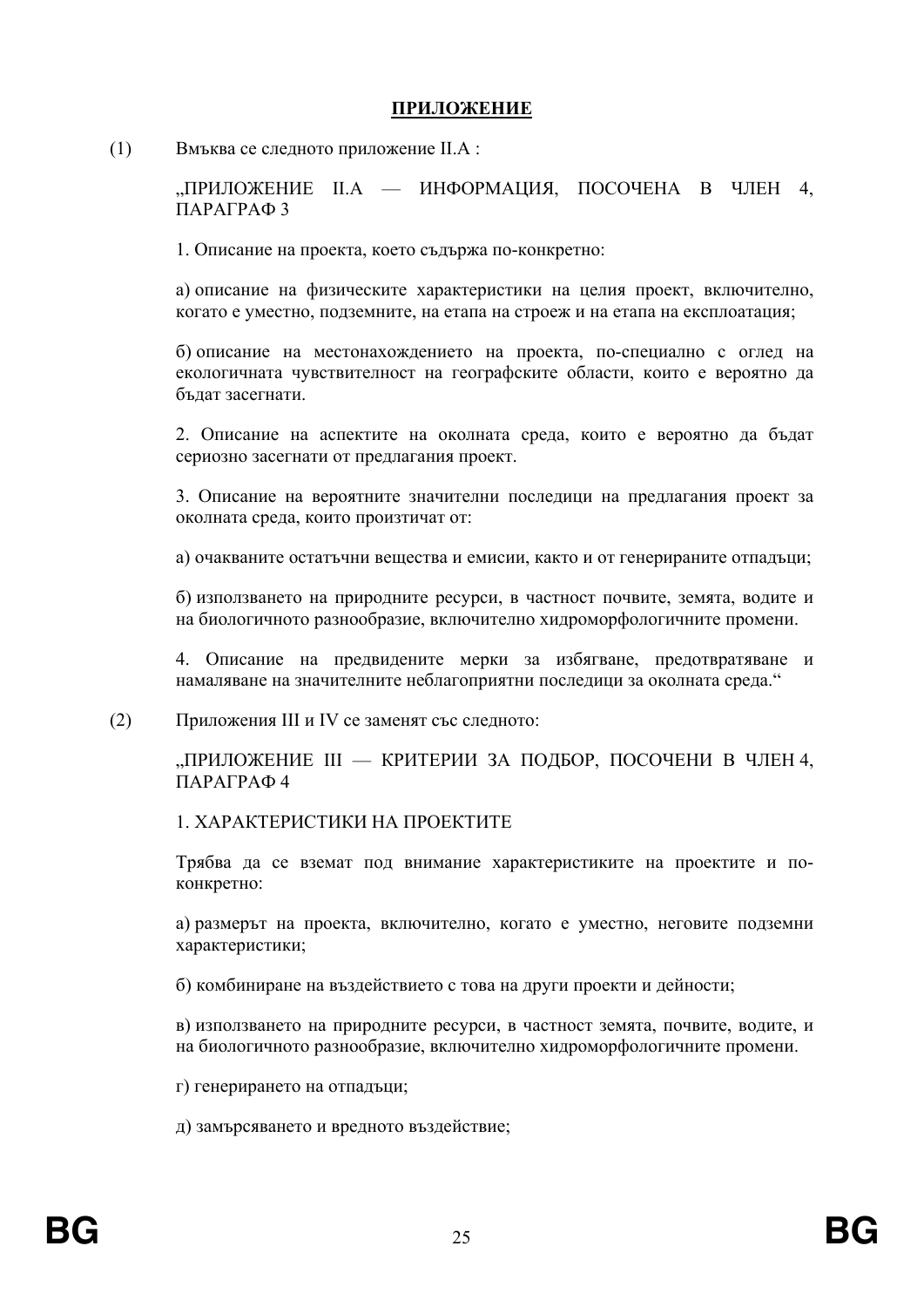**ПРИЛОЖЕНИЕ**

(1) Вмъква се следното приложение II.А :

„ПРИЛОЖЕНИЕ II.A — ИНФОРМАЦИЯ, ПОСОЧЕНА В ЧЛЕН 4, ПАРАГРАФ 3

1. Описание на проекта, което съдържа по-конкретно:

а) описание на физическите характеристики на целия проект, включително, когато е уместно, подземните, на етапа на строеж и на етапа на експлоатация;

б) описание на местонахождението на проекта, по-специално с оглед на екологичната чувствителност на географските области, които е вероятно да бъдат засегнати.

2. Описание на аспектите на околната среда, които е вероятно да бъдат сериозно засегнати от предлагания проект.

3. Описание на вероятните значителни последици на предлагания проект за околната среда, които произтичат от:

а) очакваните остатъчни вещества и емисии, както и от генерираните отпадъци;

б) използването на природните ресурси, в частност почвите, земята, водите и на биологичното разнообразие, включително хидроморфологичните промени.

4. Описание на предвидените мерки за избягване, предотвратяване и намаляване на значителните неблагоприятни последици за околната среда.“

(2) Приложения III и IV се заменят със следното:

„ПРИЛОЖЕНИЕ III — КРИТЕРИИ ЗА ПОДБОР, ПОСОЧЕНИ В ЧЛЕН 4, ПАРАГРАФ 4

1. ХАРАКТЕРИСТИКИ НА ПРОЕКТИТЕ

Трябва да се вземат под внимание характеристиките на проектите и по-конкретно:

а) размерът на проекта, включително, когато е уместно, неговите подземни характеристики;

б) комбиниране на въздействието с това на други проекти и дейности;

в) използването на природните ресурси, в частност земята, почвите, водите, и на биологичното разнообразие, включително хидроморфологичните промени.

г) генерирането на отпадъци;

д) замърсяването и вредното въздействие;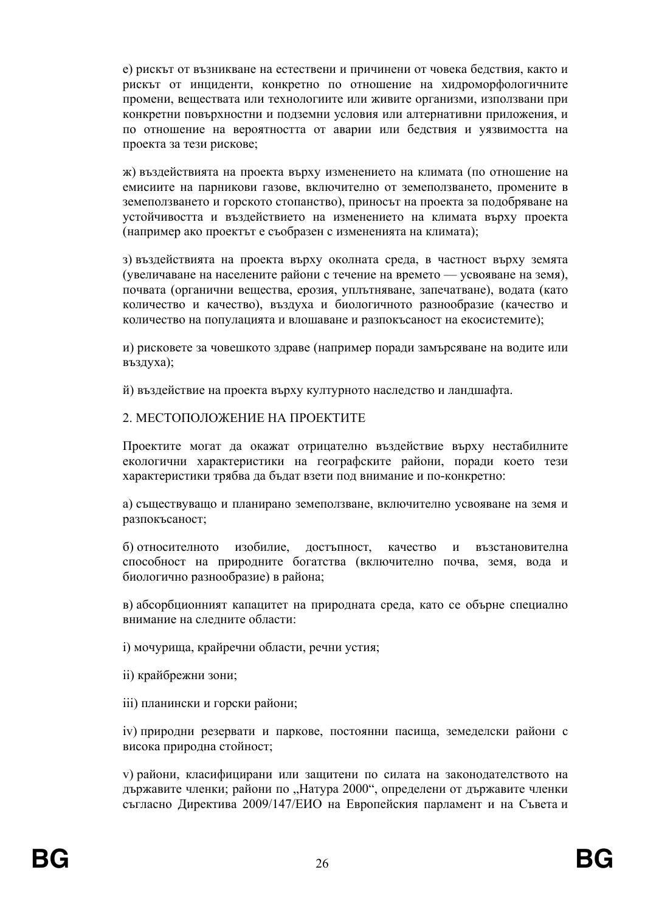е) рискът от възникване на естествени и причинени от човека бедствия, както и рискът от инциденти, конкретно по отношение на хидроморфологичните промени, веществата или технологиите или живите организми, използвани при конкретни повърхностни и подземни условия или алтернативни приложения, и по отношение на вероятността от аварии или бедствия и уязвимостта на проекта за тези рискове;

ж) въздействията на проекта върху изменението на климата (по отношение на емисиите на парникови газове, включително от земеползването, промените в земеползването и горското стопанство), приносът на проекта за подобряване на устойчивостта и въздействието на изменението на климата върху проекта (например ако проектът е съобразен с измененията на климата);

з) въздействията на проекта върху околната среда, в частност върху земята (увеличаване на населените райони с течение на времето — усвояване на земя), почвата (органични вещества, ерозия, уплътняване, запечатване), водата (като количество и качество), въздуха и биологичното разнообразие (качество и количество на популацията и влошаване и разпокъсаност на екосистемите);

и) рисковете за човешкото здраве (например поради замърсяване на водите или въздуха);

й) въздействие на проекта върху културното наследство и ландшафта.

2. МЕСТОПОЛОЖЕНИЕ НА ПРОЕКТИТЕ

Проектите могат да окажат отрицателно въздействие върху нестабилните екологични характеристики на географските райони, поради което тези характеристики трябва да бъдат взети под внимание и по-конкретно:

а) съществуващо и планирано земеползване, включително усвояване на земя и разпокъсаност;

б) относителното изобилие, достъпност, качество и възстановителна способност на природните богатства (включително почва, земя, вода и биологично разнообразие) в района;

в) абсорбционният капацитет на природната среда, като се обърне специално внимание на следните области:

i) мочурища, крайречни области, речни устия;

ii) крайбрежни зони;

iii) планински и горски райони;

iv) природни резервати и паркове, постоянни пасища, земеделски райони с висока природна стойност;

v) райони, класифицирани или защитени по силата на законодателството на държавите членки; райони по „Натура 2000“, определени от държавите членки съгласно Директива 2009/147/ЕИО на Европейския парламент и на Съвета и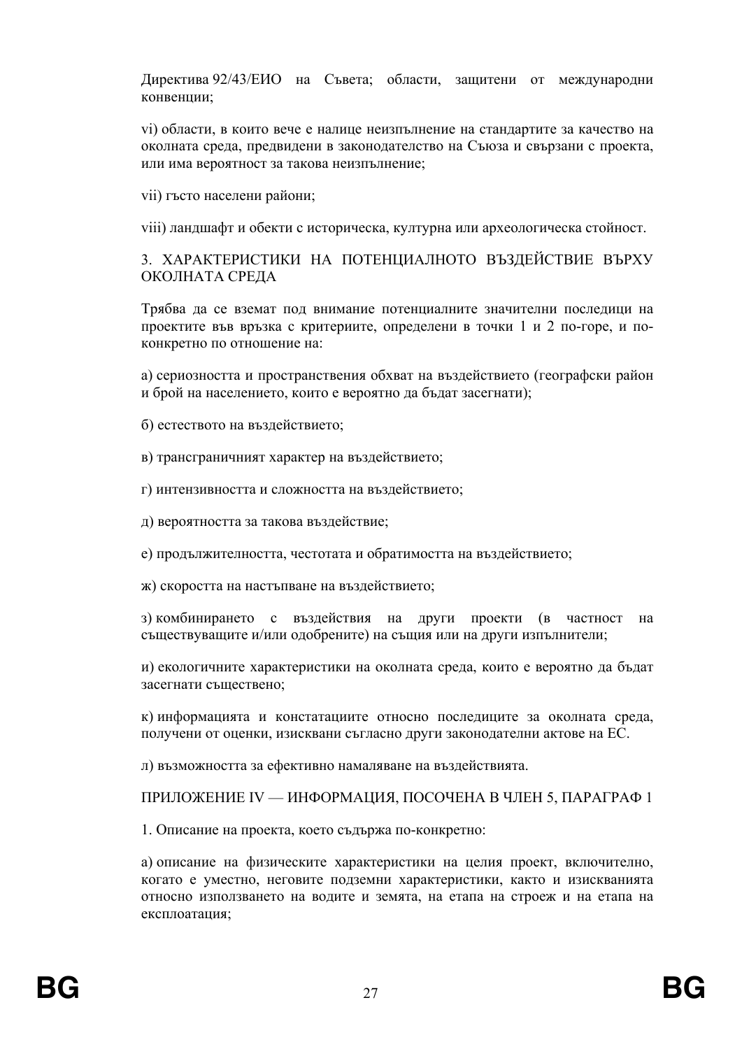Директива 92/43/ЕИО на Съвета; области, защитени от международни конвенции;

vi) области, в които вече е налице неизпълнение на стандартите за качество на околната среда, предвидени в законодателство на Съюза и свързани с проекта, или има вероятност за такова неизпълнение;

vii) гъсто населени райони;

viii) ландшафт и обекти с историческа, културна или археологическа стойност.

3. ХАРАКТЕРИСТИКИ НА ПОТЕНЦИАЛНОТО ВЪЗДЕЙСТВИЕ ВЪРХУ ОКОЛНАТА СРЕДА

Трябва да се вземат под внимание потенциалните значителни последици на проектите във връзка с критериите, определени в точки 1 и 2 по-горе, и по-конкретно по отношение на:

а) сериозността и пространствения обхват на въздействието (географски район и брой на населението, които е вероятно да бъдат засегнати);

б) естеството на въздействието;

в) трансграничният характер на въздействието;

г) интензивността и сложността на въздействието;

д) вероятността за такова въздействие;

е) продължителността, честотата и обратимостта на въздействието;

ж) скоростта на настъпване на въздействието;

з) комбинирането с въздействия на други проекти (в частност на съществуващите и/или одобрените) на същия или на други изпълнители;

и) екологичните характеристики на околната среда, които е вероятно да бъдат засегнати съществено;

к) информацията и констатациите относно последиците за околната среда, получени от оценки, изисквани съгласно други законодателни актове на ЕС.

л) възможността за ефективно намаляване на въздействията.

ПРИЛОЖЕНИЕ IV — ИНФОРМАЦИЯ, ПОСОЧЕНА В ЧЛЕН 5, ПАРАГРАФ 1

1. Описание на проекта, което съдържа по-конкретно:

а) описание на физическите характеристики на целия проект, включително, когато е уместно, неговите подземни характеристики, както и изискванията относно използването на водите и земята, на етапа на строеж и на етапа на експлоатация;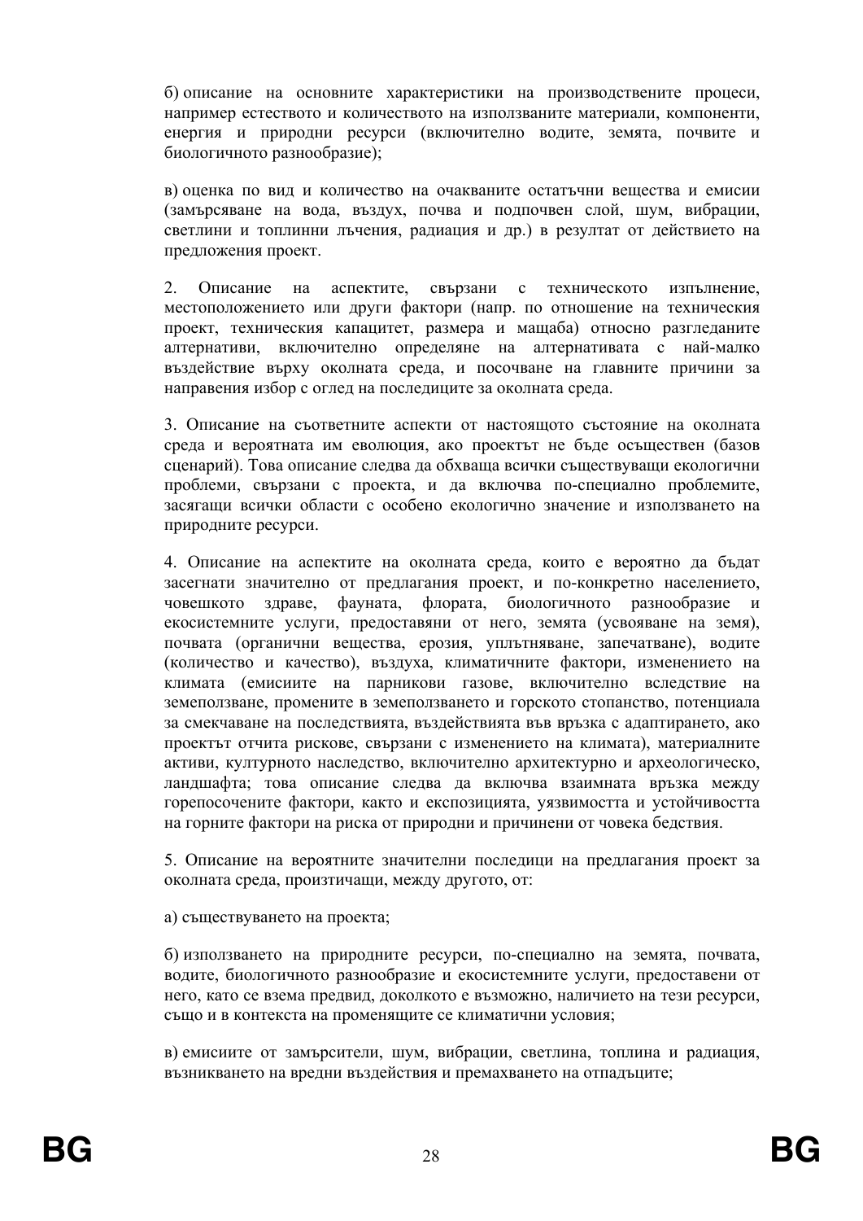б) описание на основните характеристики на производствените процеси, например естеството и количеството на използваните материали, компоненти, енергия и природни ресурси (включително водите, земята, почвите и биологичното разнообразие);

в) оценка по вид и количество на очакваните остатъчни вещества и емисии (замърсяване на вода, въздух, почва и подпочвен слой, шум, вибрации, светлини и топлинни лъчения, радиация и др.) в резултат от действието на предложения проект.

2. Описание на аспектите, свързани с техническото изпълнение, местоположението или други фактори (напр. по отношение на техническия проект, техническия капацитет, размера и мащаба) относно разгледаните алтернативи, включително определяне на алтернативата с най-малко въздействие върху околната среда, и посочване на главните причини за направения избор с оглед на последиците за околната среда.

3. Описание на съответните аспекти от настоящото състояние на околната среда и вероятната им еволюция, ако проектът не бъде осъществен (базов сценарий). Това описание следва да обхваща всички съществуващи екологични проблеми, свързани с проекта, и да включва по-специално проблемите, засягащи всички области с особено екологично значение и използването на природните ресурси.

4. Описание на аспектите на околната среда, които е вероятно да бъдат засегнати значително от предлагания проект, и по-конкретно населението, човешкото здраве, фауната, флората, биологичното разнообразие и екосистемните услуги, предоставяни от него, земята (усвояване на земя), почвата (органични вещества, ерозия, уплътняване, запечатване), водите (количество и качество), въздуха, климатичните фактори, изменението на климата (емисиите на парникови газове, включително вследствие на земеползване, промените в земеползването и горското стопанство, потенциала за смекчаване на последствията, въздействията във връзка с адаптирането, ако проектът отчита рискове, свързани с изменението на климата), материалните активи, културното наследство, включително архитектурно и археологическо, ландшафта; това описание следва да включва взаимната връзка между горепосочените фактори, както и експозицията, уязвимостта и устойчивостта на горните фактори на риска от природни и причинени от човека бедствия.

5. Описание на вероятните значителни последици на предлагания проект за околната среда, произтичащи, между другото, от:

а) съществуването на проекта;

б) използването на природните ресурси, по-специално на земята, почвата, водите, биологичното разнообразие и екосистемните услуги, предоставени от него, като се взема предвид, доколкото е възможно, наличието на тези ресурси, също и в контекста на променящите се климатични условия;

в) емисиите от замърсители, шум, вибрации, светлина, топлина и радиация, възникването на вредни въздействия и премахването на отпадъците;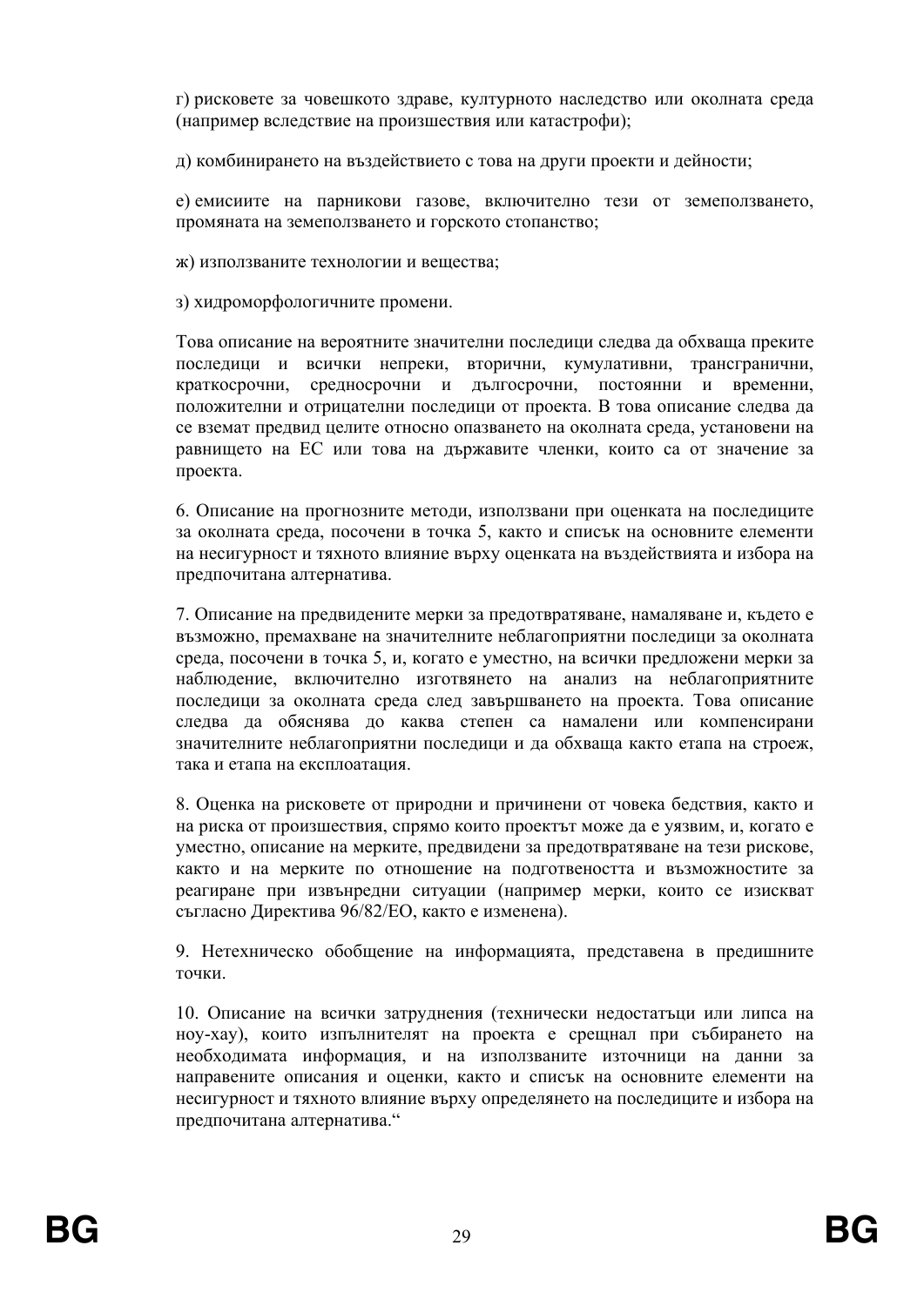г) рисковете за човешкото здраве, културното наследство или околната среда (например вследствие на произшествия или катастрофи);

д) комбинирането на въздействието с това на други проекти и дейности;

е) емисиите на парникови газове, включително тези от земеползването, промяната на земеползването и горското стопанство;

ж) използваните технологии и вещества;

з) хидроморфологичните промени.

Това описание на вероятните значителни последици следва да обхваща преките последици и всички непреки, вторични, кумулативни, трансгранични, краткосрочни, средносрочни и дългосрочни, постоянни и временни, положителни и отрицателни последици от проекта. В това описание следва да се вземат предвид целите относно опазването на околната среда, установени на равнището на ЕС или това на държавите членки, които са от значение за проекта.

6. Описание на прогнозните методи, използвани при оценката на последиците за околната среда, посочени в точка 5, както и списък на основните елементи на несигурност и тяхното влияние върху оценката на въздействията и избора на предпочитана алтернатива.

7. Описание на предвидените мерки за предотвратяване, намаляване и, където е възможно, премахване на значителните неблагоприятни последици за околната среда, посочени в точка 5, и, когато е уместно, на всички предложени мерки за наблюдение, включително изготвянето на анализ на неблагоприятните последици за околната среда след завършването на проекта. Това описание следва да обяснява до каква степен са намалени или компенсирани значителните неблагоприятни последици и да обхваща както етапа на строеж, така и етапа на експлоатация.

8. Оценка на рисковете от природни и причинени от човека бедствия, както и на риска от произшествия, спрямо които проектът може да е уязвим, и, когато е уместно, описание на мерките, предвидени за предотвратяване на тези рискове, както и на мерките по отношение на подготвеността и възможностите за реагиране при извънредни ситуации (например мерки, които се изискват съгласно Директива 96/82/ЕО, както е изменена).

9. Нетехническо обобщение на информацията, представена в предишните точки.

10. Описание на всички затруднения (технически недостатъци или липса на ноу-хау), които изпълнителят на проекта е срещнал при събирането на необходимата информация, и на използваните източници на данни за направените описания и оценки, както и списък на основните елементи на несигурност и тяхното влияние върху определянето на последиците и избора на предпочитана алтернатива.“